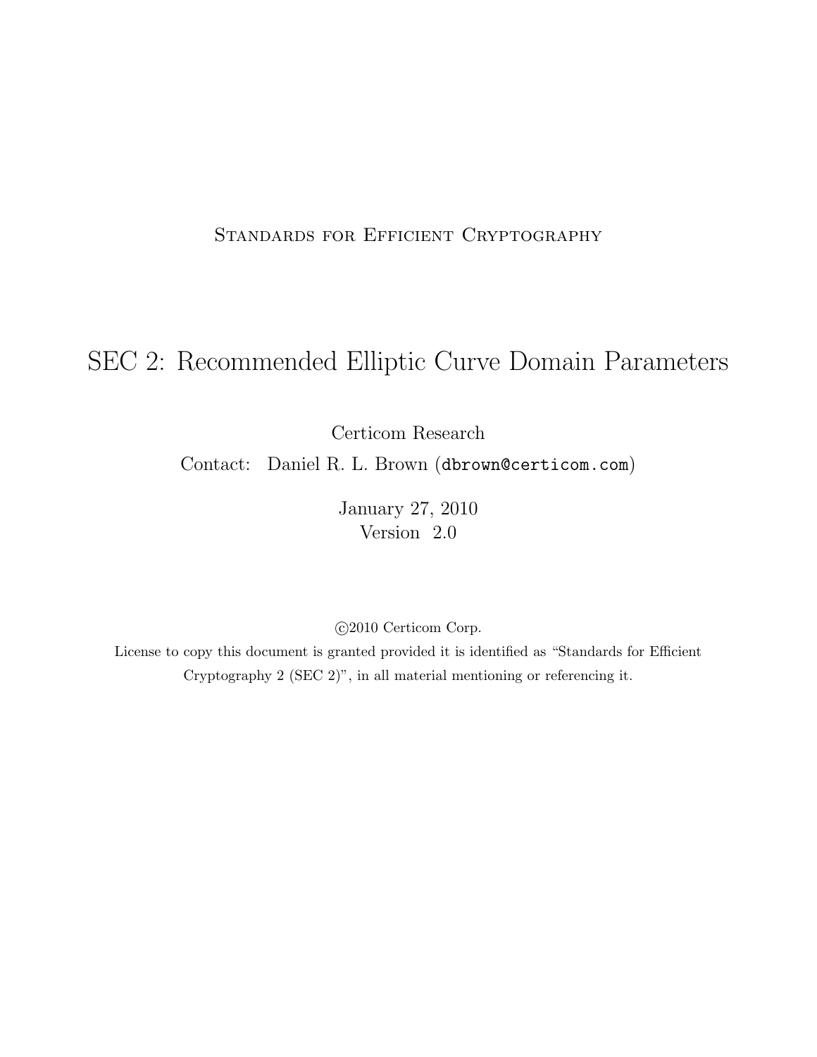Standards for Efficient Cryptography

# SEC 2: Recommended Elliptic Curve Domain Parameters

Certicom Research

Contact: Daniel R. L. Brown (dbrown@certicom.com)

January 27, 2010

Version 2.0

©2010 Certicom Corp.

License to copy this document is granted provided it is identified as "Standards for Efficient Cryptography 2 (SEC 2)", in all material mentioning or referencing it.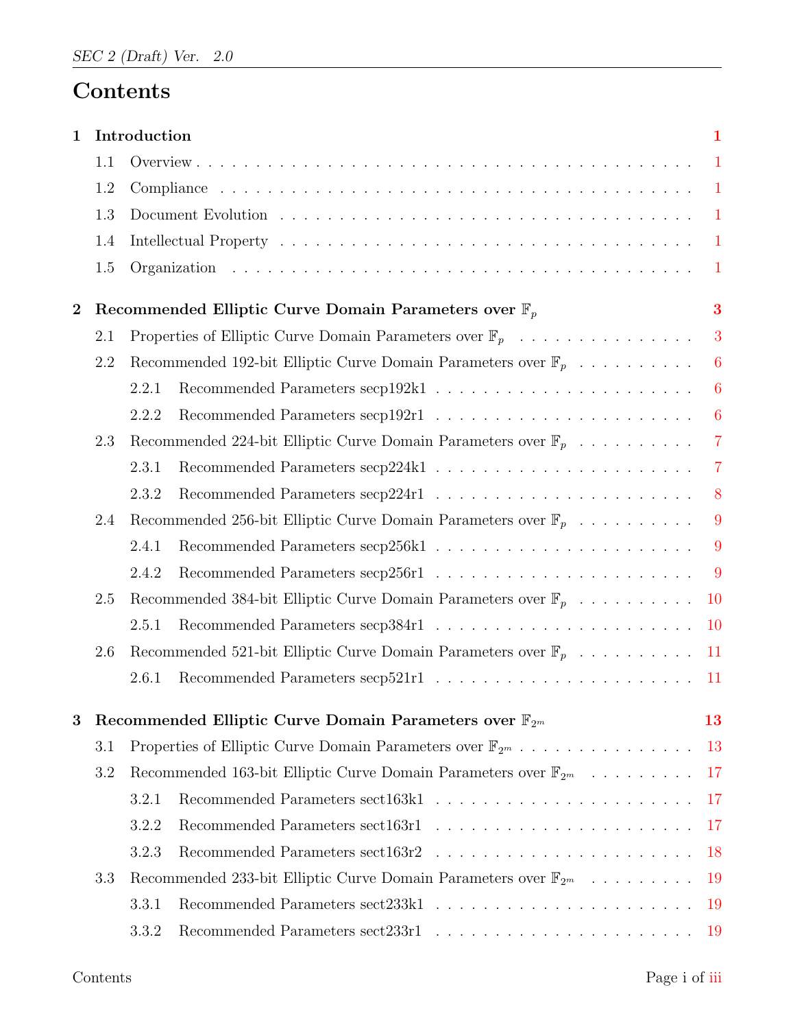# Contents

**1 Introduction** **1**

- 1.1 Overview . . . . . 1
- 1.2 Compliance . . . . . 1
- 1.3 Document Evolution . . . . . 1
- 1.4 Intellectual Property . . . . . 1
- 1.5 Organization . . . . . 1

**2 Recommended Elliptic Curve Domain Parameters over $\mathbb{F}_p$** **3**

- 2.1 Properties of Elliptic Curve Domain Parameters over $\mathbb{F}_p$ . . . . . 3
- 2.2 Recommended 192-bit Elliptic Curve Domain Parameters over $\mathbb{F}_p$ . . . . . 6
  - 2.2.1 Recommended Parameters secp192k1 . . . . . 6
  - 2.2.2 Recommended Parameters secp192r1 . . . . . 6
- 2.3 Recommended 224-bit Elliptic Curve Domain Parameters over $\mathbb{F}_p$ . . . . . 7
  - 2.3.1 Recommended Parameters secp224k1 . . . . . 7
  - 2.3.2 Recommended Parameters secp224r1 . . . . . 8
- 2.4 Recommended 256-bit Elliptic Curve Domain Parameters over $\mathbb{F}_p$ . . . . . 9
  - 2.4.1 Recommended Parameters secp256k1 . . . . . 9
  - 2.4.2 Recommended Parameters secp256r1 . . . . . 9
- 2.5 Recommended 384-bit Elliptic Curve Domain Parameters over $\mathbb{F}_p$ . . . . . 10
  - 2.5.1 Recommended Parameters secp384r1 . . . . . 10
- 2.6 Recommended 521-bit Elliptic Curve Domain Parameters over $\mathbb{F}_p$ . . . . . 11
  - 2.6.1 Recommended Parameters secp521r1 . . . . . 11

**3 Recommended Elliptic Curve Domain Parameters over $\mathbb{F}_{2^m}$** **13**

- 3.1 Properties of Elliptic Curve Domain Parameters over $\mathbb{F}_{2^m}$ . . . . . 13
- 3.2 Recommended 163-bit Elliptic Curve Domain Parameters over $\mathbb{F}_{2^m}$ . . . . . 17
  - 3.2.1 Recommended Parameters sect163k1 . . . . . 17
  - 3.2.2 Recommended Parameters sect163r1 . . . . . 17
  - 3.2.3 Recommended Parameters sect163r2 . . . . . 18
- 3.3 Recommended 233-bit Elliptic Curve Domain Parameters over $\mathbb{F}_{2^m}$ . . . . . 19
  - 3.3.1 Recommended Parameters sect233k1 . . . . . 19
  - 3.3.2 Recommended Parameters sect233r1 . . . . . 19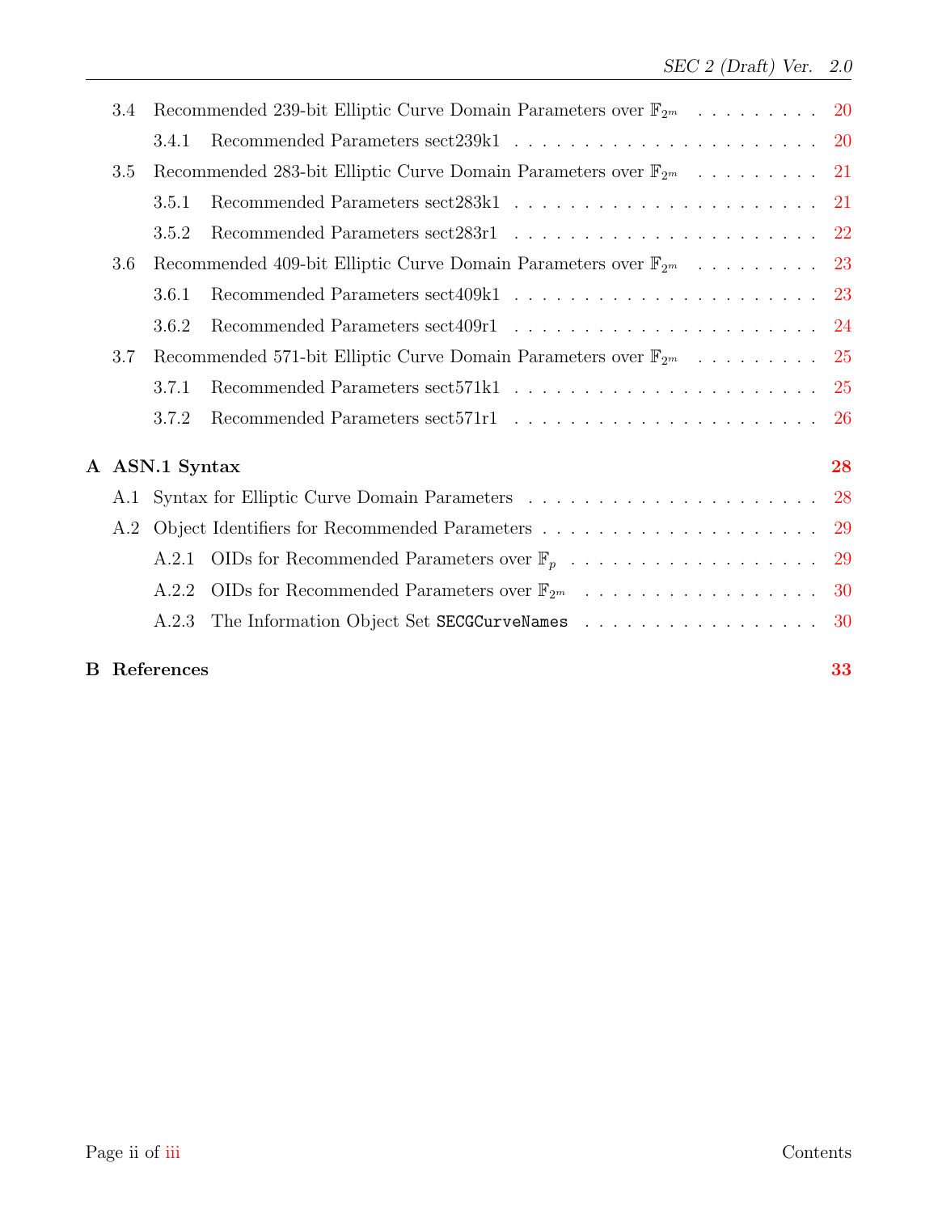3.4 Recommended 239-bit Elliptic Curve Domain Parameters over $\mathbb{F}_{2^m}$ . . . . . . . . . . 20

3.4.1 Recommended Parameters sect239k1 . . . . . . . . . . . . . . . . . . . . . . . . 20

3.5 Recommended 283-bit Elliptic Curve Domain Parameters over $\mathbb{F}_{2^m}$ . . . . . . . . . . 21

3.5.1 Recommended Parameters sect283k1 . . . . . . . . . . . . . . . . . . . . . . . . 21

3.5.2 Recommended Parameters sect283r1 . . . . . . . . . . . . . . . . . . . . . . . . 22

3.6 Recommended 409-bit Elliptic Curve Domain Parameters over $\mathbb{F}_{2^m}$ . . . . . . . . . . 23

3.6.1 Recommended Parameters sect409k1 . . . . . . . . . . . . . . . . . . . . . . . . 23

3.6.2 Recommended Parameters sect409r1 . . . . . . . . . . . . . . . . . . . . . . . . 24

3.7 Recommended 571-bit Elliptic Curve Domain Parameters over $\mathbb{F}_{2^m}$ . . . . . . . . . . 25

3.7.1 Recommended Parameters sect571k1 . . . . . . . . . . . . . . . . . . . . . . . . 25

3.7.2 Recommended Parameters sect571r1 . . . . . . . . . . . . . . . . . . . . . . . . 26

**A ASN.1 Syntax** **28**

A.1 Syntax for Elliptic Curve Domain Parameters . . . . . . . . . . . . . . . . . . . . . . 28

A.2 Object Identifiers for Recommended Parameters . . . . . . . . . . . . . . . . . . . . . 29

A.2.1 OIDs for Recommended Parameters over $\mathbb{F}_p$ . . . . . . . . . . . . . . . . . . . 29

A.2.2 OIDs for Recommended Parameters over $\mathbb{F}_{2^m}$ . . . . . . . . . . . . . . . . . . 30

A.2.3 The Information Object Set `SECGCurveNames` . . . . . . . . . . . . . . . . . . 30

**B References** **33**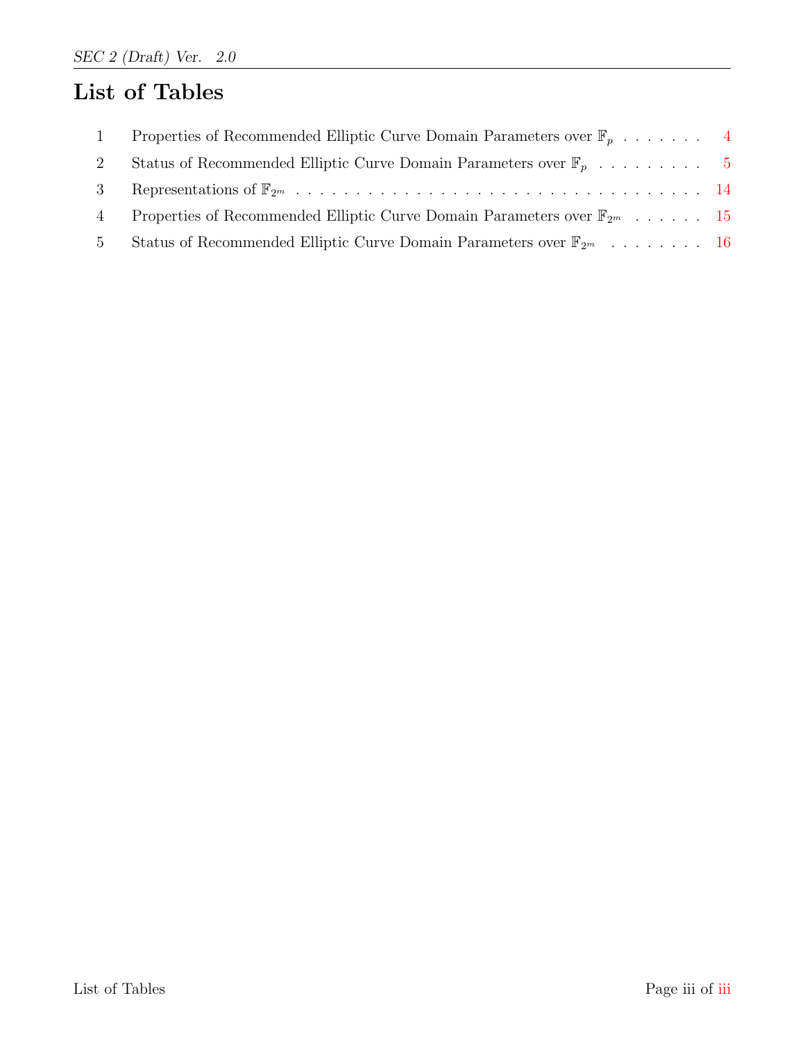# List of Tables

1 Properties of Recommended Elliptic Curve Domain Parameters over $\mathbb{F}_p$ . . . . . . . . 4

2 Status of Recommended Elliptic Curve Domain Parameters over $\mathbb{F}_p$ . . . . . . . . . . 5

3 Representations of $\mathbb{F}_{2^m}$ . . . . . . . . . . . . . . . . . . . . . . . . . . . . . . . . . 14

4 Properties of Recommended Elliptic Curve Domain Parameters over $\mathbb{F}_{2^m}$ . . . . . . . 15

5 Status of Recommended Elliptic Curve Domain Parameters over $\mathbb{F}_{2^m}$ . . . . . . . . . 16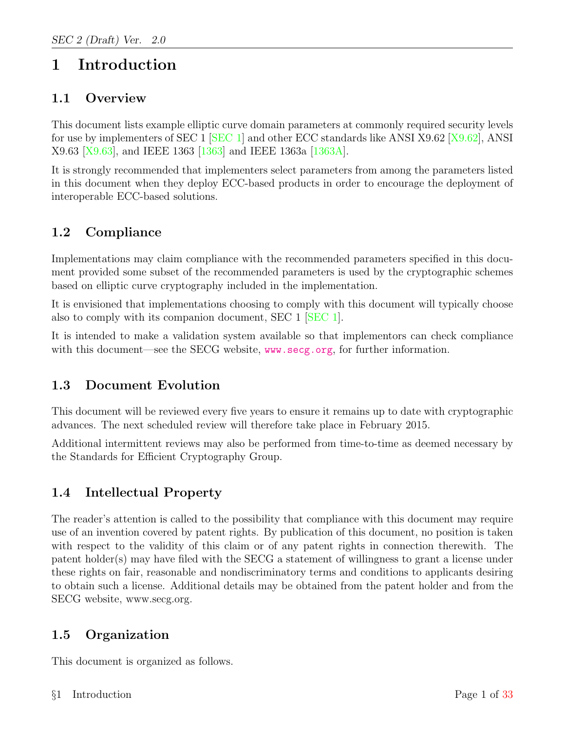# 1 Introduction

## 1.1 Overview

This document lists example elliptic curve domain parameters at commonly required security levels for use by implementers of SEC 1 [SEC 1] and other ECC standards like ANSI X9.62 [X9.62], ANSI X9.63 [X9.63], and IEEE 1363 [1363] and IEEE 1363a [1363A].

It is strongly recommended that implementers select parameters from among the parameters listed in this document when they deploy ECC-based products in order to encourage the deployment of interoperable ECC-based solutions.

## 1.2 Compliance

Implementations may claim compliance with the recommended parameters specified in this document provided some subset of the recommended parameters is used by the cryptographic schemes based on elliptic curve cryptography included in the implementation.

It is envisioned that implementations choosing to comply with this document will typically choose also to comply with its companion document, SEC 1 [SEC 1].

It is intended to make a validation system available so that implementors can check compliance with this document—see the SECG website, `www.secg.org`, for further information.

## 1.3 Document Evolution

This document will be reviewed every five years to ensure it remains up to date with cryptographic advances. The next scheduled review will therefore take place in February 2015.

Additional intermittent reviews may also be performed from time-to-time as deemed necessary by the Standards for Efficient Cryptography Group.

## 1.4 Intellectual Property

The reader's attention is called to the possibility that compliance with this document may require use of an invention covered by patent rights. By publication of this document, no position is taken with respect to the validity of this claim or of any patent rights in connection therewith. The patent holder(s) may have filed with the SECG a statement of willingness to grant a license under these rights on fair, reasonable and nondiscriminatory terms and conditions to applicants desiring to obtain such a license. Additional details may be obtained from the patent holder and from the SECG website, www.secg.org.

## 1.5 Organization

This document is organized as follows.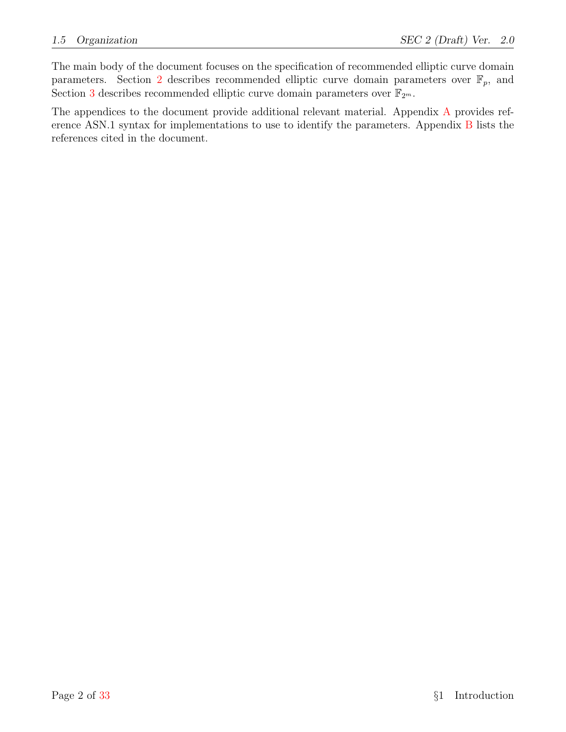The main body of the document focuses on the specification of recommended elliptic curve domain parameters. Section 2 describes recommended elliptic curve domain parameters over $\mathbb{F}_p$, and Section 3 describes recommended elliptic curve domain parameters over $\mathbb{F}_{2^m}$.

The appendices to the document provide additional relevant material. Appendix A provides reference ASN.1 syntax for implementations to use to identify the parameters. Appendix B lists the references cited in the document.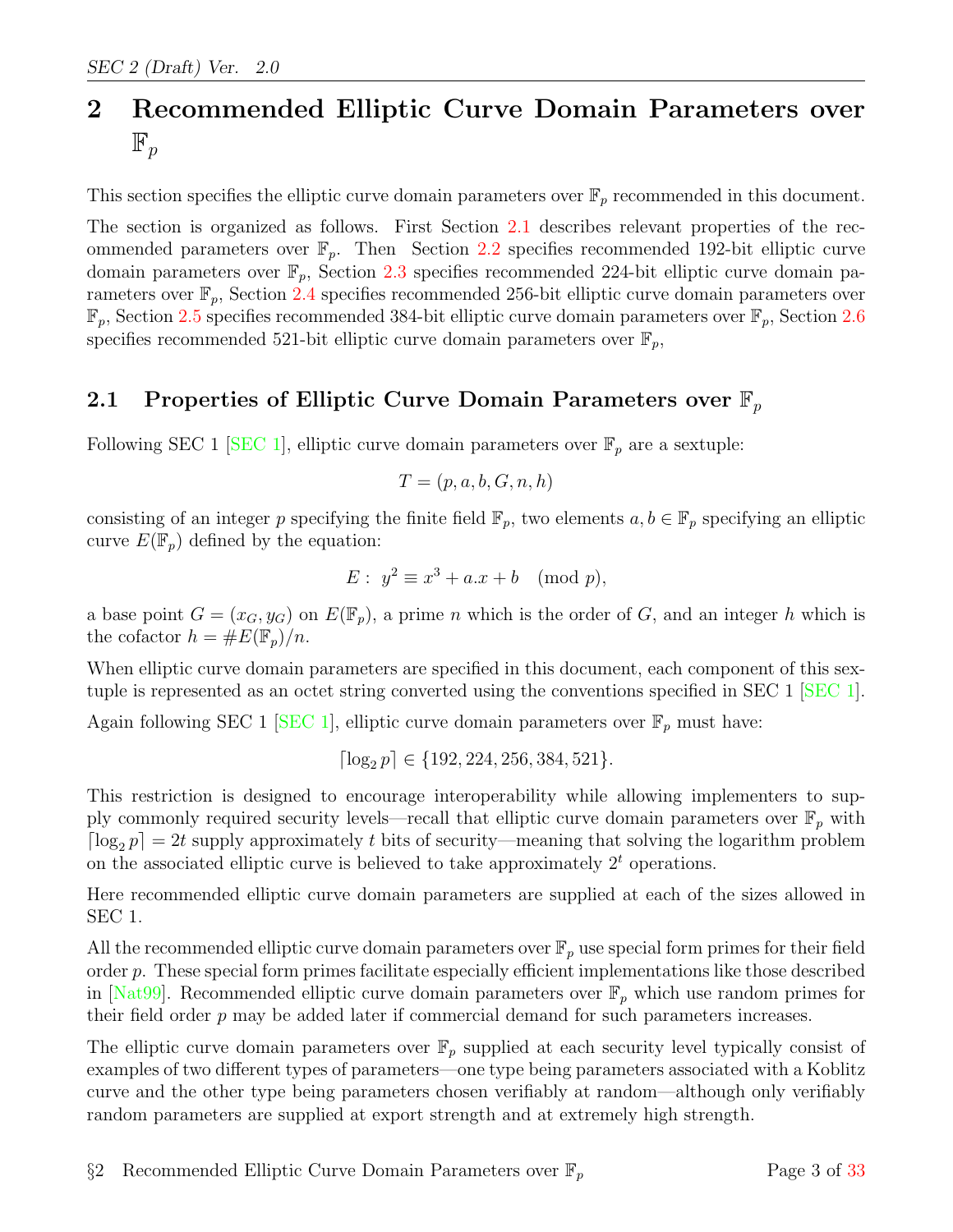# 2 Recommended Elliptic Curve Domain Parameters over $\mathbb{F}_p$

This section specifies the elliptic curve domain parameters over $\mathbb{F}_p$ recommended in this document.

The section is organized as follows. First Section 2.1 describes relevant properties of the recommended parameters over $\mathbb{F}_p$. Then Section 2.2 specifies recommended 192-bit elliptic curve domain parameters over $\mathbb{F}_p$, Section 2.3 specifies recommended 224-bit elliptic curve domain parameters over $\mathbb{F}_p$, Section 2.4 specifies recommended 256-bit elliptic curve domain parameters over $\mathbb{F}_p$, Section 2.5 specifies recommended 384-bit elliptic curve domain parameters over $\mathbb{F}_p$, Section 2.6 specifies recommended 521-bit elliptic curve domain parameters over $\mathbb{F}_p$,

## 2.1 Properties of Elliptic Curve Domain Parameters over $\mathbb{F}_p$

Following SEC 1 [SEC 1], elliptic curve domain parameters over $\mathbb{F}_p$ are a sextuple:

$$T = (p, a, b, G, n, h)$$

consisting of an integer $p$ specifying the finite field $\mathbb{F}_p$, two elements $a, b \in \mathbb{F}_p$ specifying an elliptic curve $E(\mathbb{F}_p)$ defined by the equation:

$$E: \; y^2 \equiv x^3 + a.x + b \pmod{p},$$

a base point $G = (x_G, y_G)$ on $E(\mathbb{F}_p)$, a prime $n$ which is the order of $G$, and an integer $h$ which is the cofactor $h = \#E(\mathbb{F}_p)/n$.

When elliptic curve domain parameters are specified in this document, each component of this sextuple is represented as an octet string converted using the conventions specified in SEC 1 [SEC 1].

Again following SEC 1 [SEC 1], elliptic curve domain parameters over $\mathbb{F}_p$ must have:

$$\lceil \log_2 p \rceil \in \{192, 224, 256, 384, 521\}.$$

This restriction is designed to encourage interoperability while allowing implementers to supply commonly required security levels—recall that elliptic curve domain parameters over $\mathbb{F}_p$ with $\lceil \log_2 p \rceil = 2t$ supply approximately $t$ bits of security—meaning that solving the logarithm problem on the associated elliptic curve is believed to take approximately $2^t$ operations.

Here recommended elliptic curve domain parameters are supplied at each of the sizes allowed in SEC 1.

All the recommended elliptic curve domain parameters over $\mathbb{F}_p$ use special form primes for their field order $p$. These special form primes facilitate especially efficient implementations like those described in [Nat99]. Recommended elliptic curve domain parameters over $\mathbb{F}_p$ which use random primes for their field order $p$ may be added later if commercial demand for such parameters increases.

The elliptic curve domain parameters over $\mathbb{F}_p$ supplied at each security level typically consist of examples of two different types of parameters—one type being parameters associated with a Koblitz curve and the other type being parameters chosen verifiably at random—although only verifiably random parameters are supplied at export strength and at extremely high strength.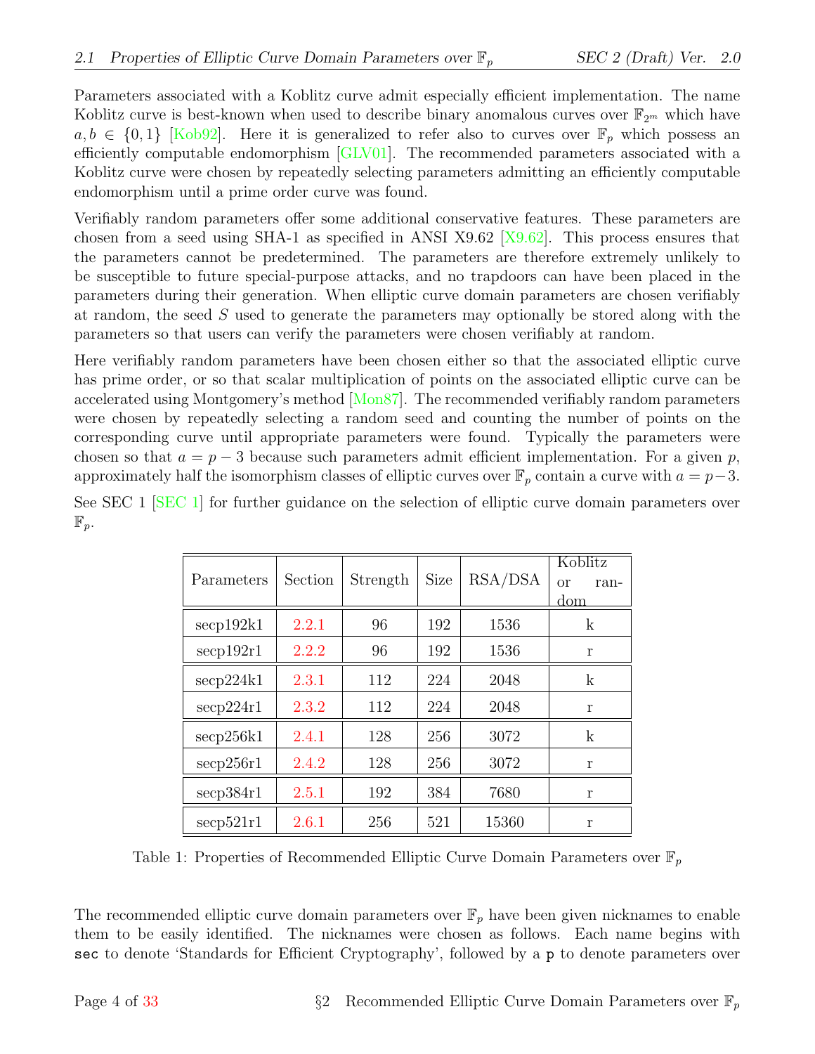Parameters associated with a Koblitz curve admit especially efficient implementation. The name Koblitz curve is best-known when used to describe binary anomalous curves over $\mathbb{F}_{2^m}$ which have $a, b \in \{0, 1\}$ [Kob92]. Here it is generalized to refer also to curves over $\mathbb{F}_p$ which possess an efficiently computable endomorphism [GLV01]. The recommended parameters associated with a Koblitz curve were chosen by repeatedly selecting parameters admitting an efficiently computable endomorphism until a prime order curve was found.

Verifiably random parameters offer some additional conservative features. These parameters are chosen from a seed using SHA-1 as specified in ANSI X9.62 [X9.62]. This process ensures that the parameters cannot be predetermined. The parameters are therefore extremely unlikely to be susceptible to future special-purpose attacks, and no trapdoors can have been placed in the parameters during their generation. When elliptic curve domain parameters are chosen verifiably at random, the seed $S$ used to generate the parameters may optionally be stored along with the parameters so that users can verify the parameters were chosen verifiably at random.

Here verifiably random parameters have been chosen either so that the associated elliptic curve has prime order, or so that scalar multiplication of points on the associated elliptic curve can be accelerated using Montgomery's method [Mon87]. The recommended verifiably random parameters were chosen by repeatedly selecting a random seed and counting the number of points on the corresponding curve until appropriate parameters were found. Typically the parameters were chosen so that $a = p - 3$ because such parameters admit efficient implementation. For a given $p$, approximately half the isomorphism classes of elliptic curves over $\mathbb{F}_p$ contain a curve with $a = p - 3$.

See SEC 1 [SEC 1] for further guidance on the selection of elliptic curve domain parameters over $\mathbb{F}_p$.

| Parameters | Section | Strength | Size | RSA/DSA | Koblitz or random |
|---|---|---|---|---|---|
| secp192k1 | 2.2.1 | 96 | 192 | 1536 | k |
| secp192r1 | 2.2.2 | 96 | 192 | 1536 | r |
| secp224k1 | 2.3.1 | 112 | 224 | 2048 | k |
| secp224r1 | 2.3.2 | 112 | 224 | 2048 | r |
| secp256k1 | 2.4.1 | 128 | 256 | 3072 | k |
| secp256r1 | 2.4.2 | 128 | 256 | 3072 | r |
| secp384r1 | 2.5.1 | 192 | 384 | 7680 | r |
| secp521r1 | 2.6.1 | 256 | 521 | 15360 | r |

Table 1: Properties of Recommended Elliptic Curve Domain Parameters over $\mathbb{F}_p$

The recommended elliptic curve domain parameters over $\mathbb{F}_p$ have been given nicknames to enable them to be easily identified. The nicknames were chosen as follows. Each name begins with `sec` to denote 'Standards for Efficient Cryptography', followed by a `p` to denote parameters over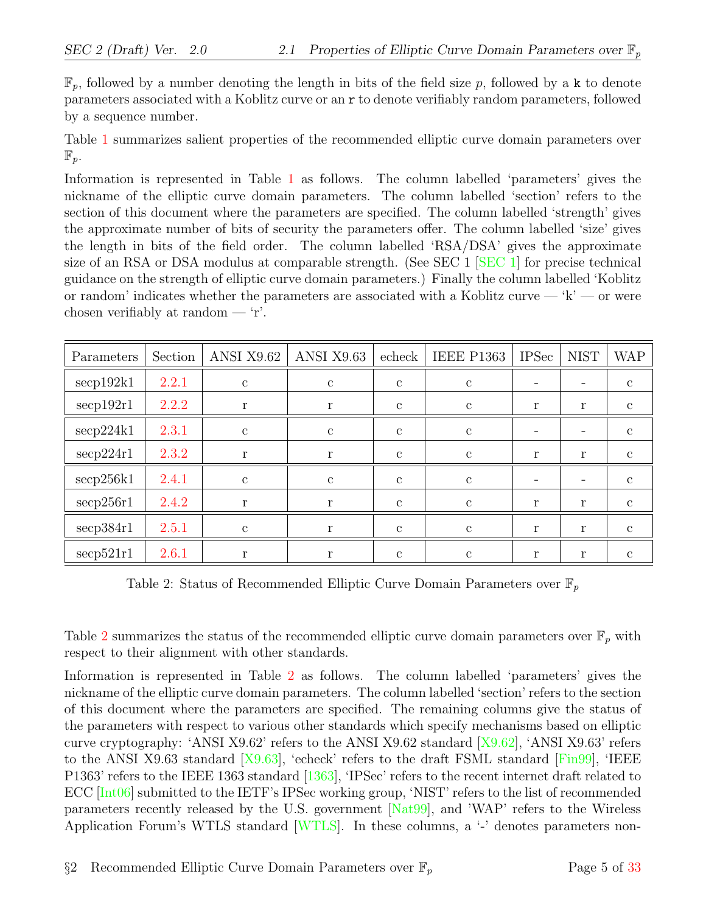$\mathbb{F}_p$, followed by a number denoting the length in bits of the field size $p$, followed by a `k` to denote parameters associated with a Koblitz curve or an `r` to denote verifiably random parameters, followed by a sequence number.

Table 1 summarizes salient properties of the recommended elliptic curve domain parameters over $\mathbb{F}_p$.

Information is represented in Table 1 as follows. The column labelled 'parameters' gives the nickname of the elliptic curve domain parameters. The column labelled 'section' refers to the section of this document where the parameters are specified. The column labelled 'strength' gives the approximate number of bits of security the parameters offer. The column labelled 'size' gives the length in bits of the field order. The column labelled 'RSA/DSA' gives the approximate size of an RSA or DSA modulus at comparable strength. (See SEC 1 [SEC 1] for precise technical guidance on the strength of elliptic curve domain parameters.) Finally the column labelled 'Koblitz or random' indicates whether the parameters are associated with a Koblitz curve — 'k' — or were chosen verifiably at random — 'r'.

| Parameters | Section | ANSI X9.62 | ANSI X9.63 | echeck | IEEE P1363 | IPSec | NIST | WAP |
|---|---|---|---|---|---|---|---|---|
| secp192k1 | 2.2.1 | c | c | c | c | - | - | c |
| secp192r1 | 2.2.2 | r | r | c | c | r | r | c |
| secp224k1 | 2.3.1 | c | c | c | c | - | - | c |
| secp224r1 | 2.3.2 | r | r | c | c | r | r | c |
| secp256k1 | 2.4.1 | c | c | c | c | - | - | c |
| secp256r1 | 2.4.2 | r | r | c | c | r | r | c |
| secp384r1 | 2.5.1 | c | r | c | c | r | r | c |
| secp521r1 | 2.6.1 | r | r | c | c | r | r | c |

Table 2: Status of Recommended Elliptic Curve Domain Parameters over $\mathbb{F}_p$

Table 2 summarizes the status of the recommended elliptic curve domain parameters over $\mathbb{F}_p$ with respect to their alignment with other standards.

Information is represented in Table 2 as follows. The column labelled 'parameters' gives the nickname of the elliptic curve domain parameters. The column labelled 'section' refers to the section of this document where the parameters are specified. The remaining columns give the status of the parameters with respect to various other standards which specify mechanisms based on elliptic curve cryptography: 'ANSI X9.62' refers to the ANSI X9.62 standard [X9.62], 'ANSI X9.63' refers to the ANSI X9.63 standard [X9.63], 'echeck' refers to the draft FSML standard [Fin99], 'IEEE P1363' refers to the IEEE 1363 standard [1363], 'IPSec' refers to the recent internet draft related to ECC [Int06] submitted to the IETF's IPSec working group, 'NIST' refers to the list of recommended parameters recently released by the U.S. government [Nat99], and 'WAP' refers to the Wireless Application Forum's WTLS standard [WTLS]. In these columns, a '-' denotes parameters non-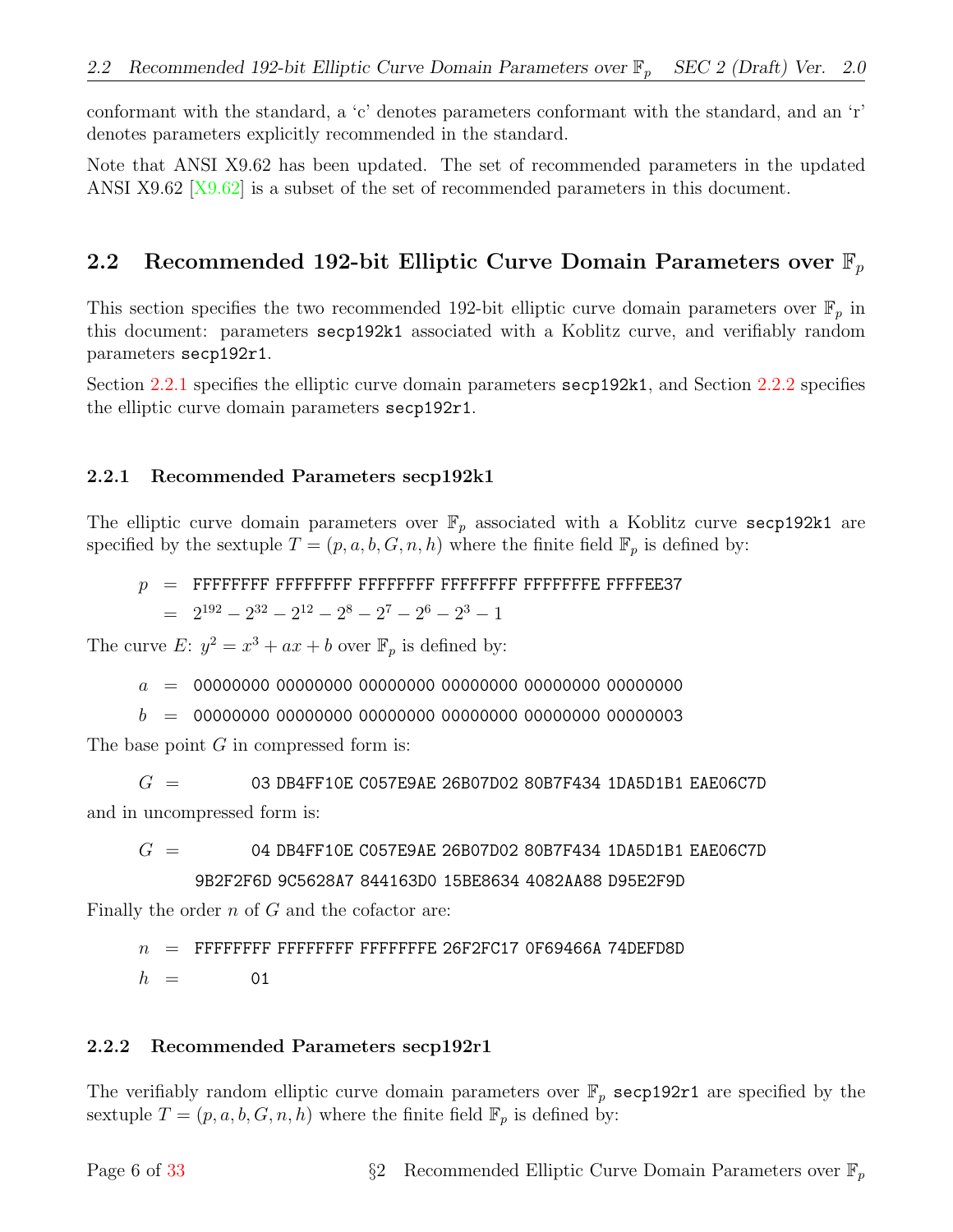conformant with the standard, a 'c' denotes parameters conformant with the standard, and an 'r' denotes parameters explicitly recommended in the standard.

Note that ANSI X9.62 has been updated. The set of recommended parameters in the updated ANSI X9.62 [X9.62] is a subset of the set of recommended parameters in this document.

## 2.2 Recommended 192-bit Elliptic Curve Domain Parameters over $\mathbb{F}_p$

This section specifies the two recommended 192-bit elliptic curve domain parameters over $\mathbb{F}_p$ in this document: parameters `secp192k1` associated with a Koblitz curve, and verifiably random parameters `secp192r1`.

Section 2.2.1 specifies the elliptic curve domain parameters `secp192k1`, and Section 2.2.2 specifies the elliptic curve domain parameters `secp192r1`.

### 2.2.1 Recommended Parameters secp192k1

The elliptic curve domain parameters over $\mathbb{F}_p$ associated with a Koblitz curve `secp192k1` are specified by the sextuple $T = (p, a, b, G, n, h)$ where the finite field $\mathbb{F}_p$ is defined by:

$p$ = `FFFFFFFF FFFFFFFF FFFFFFFF FFFFFFFF FFFFFFFE FFFFEE37`

$\quad = 2^{192} - 2^{32} - 2^{12} - 2^{8} - 2^{7} - 2^{6} - 2^{3} - 1$

The curve $E$: $y^2 = x^3 + ax + b$ over $\mathbb{F}_p$ is defined by:

$a$ = `00000000 00000000 00000000 00000000 00000000 00000000`

$b$ = `00000000 00000000 00000000 00000000 00000000 00000003`

The base point $G$ in compressed form is:

$G$ = `03 DB4FF10E C057E9AE 26B07D02 80B7F434 1DA5D1B1 EAE06C7D`

and in uncompressed form is:

$G$ = `04 DB4FF10E C057E9AE 26B07D02 80B7F434 1DA5D1B1 EAE06C7D`
`9B2F2F6D 9C5628A7 844163D0 15BE8634 4082AA88 D95E2F9D`

Finally the order $n$ of $G$ and the cofactor are:

$n$ = `FFFFFFFF FFFFFFFF FFFFFFFE 26F2FC17 0F69466A 74DEFD8D`

$h$ = `01`

### 2.2.2 Recommended Parameters secp192r1

The verifiably random elliptic curve domain parameters over $\mathbb{F}_p$ `secp192r1` are specified by the sextuple $T = (p, a, b, G, n, h)$ where the finite field $\mathbb{F}_p$ is defined by: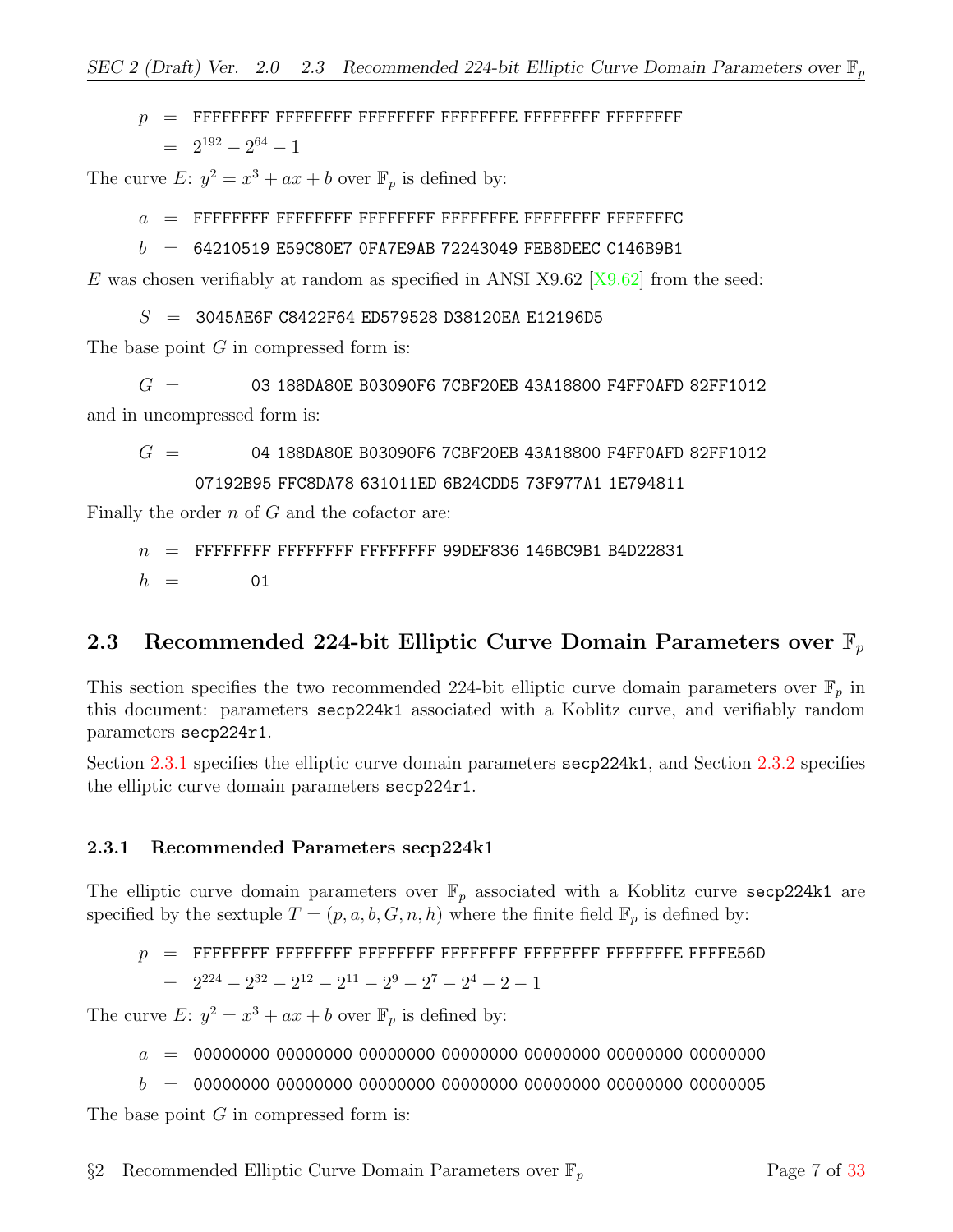$$p = \text{FFFFFFFF FFFFFFFF FFFFFFFF FFFFFFFE FFFFFFFF FFFFFFFF}$$
$$= 2^{192} - 2^{64} - 1$$

The curve $E$: $y^2 = x^3 + ax + b$ over $\mathbb{F}_p$ is defined by:

$$a = \text{FFFFFFFF FFFFFFFF FFFFFFFF FFFFFFFE FFFFFFFF FFFFFFFC}$$

$$b = \text{64210519 E59C80E7 0FA7E9AB 72243049 FEB8DEEC C146B9B1}$$

$E$ was chosen verifiably at random as specified in ANSI X9.62 [X9.62] from the seed:

$$S = \text{3045AE6F C8422F64 ED579528 D38120EA E12196D5}$$

The base point $G$ in compressed form is:

$$G = \text{03 188DA80E B03090F6 7CBF20EB 43A18800 F4FF0AFD 82FF1012}$$

and in uncompressed form is:

$$G = \text{04 188DA80E B03090F6 7CBF20EB 43A18800 F4FF0AFD 82FF1012 07192B95 FFC8DA78 631011ED 6B24CDD5 73F977A1 1E794811}$$

Finally the order $n$ of $G$ and the cofactor are:

$$n = \text{FFFFFFFF FFFFFFFF FFFFFFFF 99DEF836 146BC9B1 B4D22831}$$

$$h = \text{01}$$

## 2.3 Recommended 224-bit Elliptic Curve Domain Parameters over $\mathbb{F}_p$

This section specifies the two recommended 224-bit elliptic curve domain parameters over $\mathbb{F}_p$ in this document: parameters `secp224k1` associated with a Koblitz curve, and verifiably random parameters `secp224r1`.

Section 2.3.1 specifies the elliptic curve domain parameters `secp224k1`, and Section 2.3.2 specifies the elliptic curve domain parameters `secp224r1`.

### 2.3.1 Recommended Parameters secp224k1

The elliptic curve domain parameters over $\mathbb{F}_p$ associated with a Koblitz curve `secp224k1` are specified by the sextuple $T = (p, a, b, G, n, h)$ where the finite field $\mathbb{F}_p$ is defined by:

$$p = \text{FFFFFFFF FFFFFFFF FFFFFFFF FFFFFFFF FFFFFFFF FFFFFFFE FFFFE56D}$$
$$= 2^{224} - 2^{32} - 2^{12} - 2^{11} - 2^{9} - 2^{7} - 2^{4} - 2 - 1$$

The curve $E$: $y^2 = x^3 + ax + b$ over $\mathbb{F}_p$ is defined by:

$$a = \text{00000000 00000000 00000000 00000000 00000000 00000000 00000000}$$

$$b = \text{00000000 00000000 00000000 00000000 00000000 00000000 00000005}$$

The base point $G$ in compressed form is: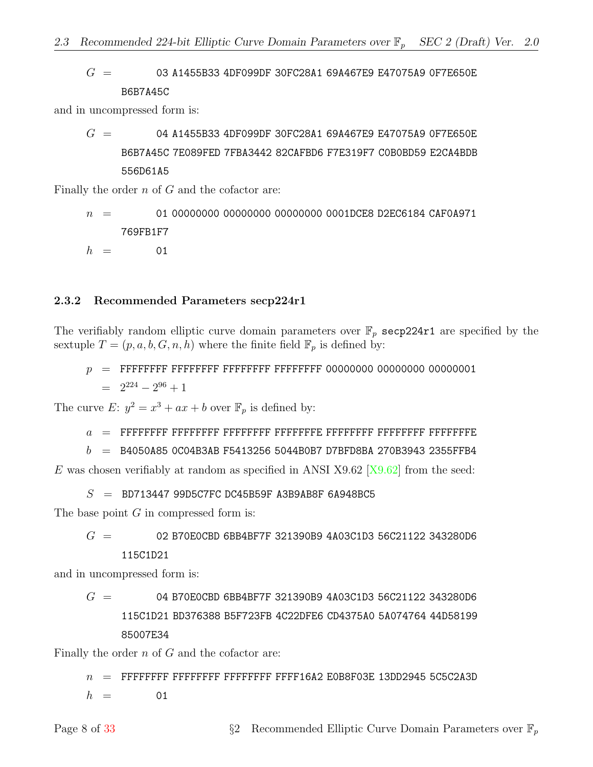$$G = \texttt{03 A1455B33 4DF099DF 30FC28A1 69A467E9 E47075A9 0F7E650E B6B7A45C}$$

and in uncompressed form is:

$$G = \texttt{04 A1455B33 4DF099DF 30FC28A1 69A467E9 E47075A9 0F7E650E B6B7A45C 7E089FED 7FBA3442 82CAFBD6 F7E319F7 C0B0BD59 E2CA4BDB 556D61A5}$$

Finally the order $n$ of $G$ and the cofactor are:

$$n = \texttt{01 00000000 00000000 00000000 0001DCE8 D2EC6184 CAF0A971 769FB1F7}$$

$$h = \texttt{01}$$

### 2.3.2 Recommended Parameters secp224r1

The verifiably random elliptic curve domain parameters over $\mathbb{F}_p$ `secp224r1` are specified by the sextuple $T = (p, a, b, G, n, h)$ where the finite field $\mathbb{F}_p$ is defined by:

$$p = \texttt{FFFFFFFF FFFFFFFF FFFFFFFF FFFFFFFF 00000000 00000000 00000001}$$
$$= 2^{224} - 2^{96} + 1$$

The curve $E$: $y^2 = x^3 + ax + b$ over $\mathbb{F}_p$ is defined by:

$$a = \texttt{FFFFFFFF FFFFFFFF FFFFFFFF FFFFFFFE FFFFFFFF FFFFFFFF FFFFFFFE}$$
$$b = \texttt{B4050A85 0C04B3AB F5413256 5044B0B7 D7BFD8BA 270B3943 2355FFB4}$$

$E$ was chosen verifiably at random as specified in ANSI X9.62 [X9.62] from the seed:

$$S = \texttt{BD713447 99D5C7FC DC45B59F A3B9AB8F 6A948BC5}$$

The base point $G$ in compressed form is:

$$G = \texttt{02 B70E0CBD 6BB4BF7F 321390B9 4A03C1D3 56C21122 343280D6 115C1D21}$$

and in uncompressed form is:

$$G = \texttt{04 B70E0CBD 6BB4BF7F 321390B9 4A03C1D3 56C21122 343280D6 115C1D21 BD376388 B5F723FB 4C22DFE6 CD4375A0 5A074764 44D58199 85007E34}$$

Finally the order $n$ of $G$ and the cofactor are:

$$n = \texttt{FFFFFFFF FFFFFFFF FFFFFFFF FFFF16A2 E0B8F03E 13DD2945 5C5C2A3D}$$

$$h = \texttt{01}$$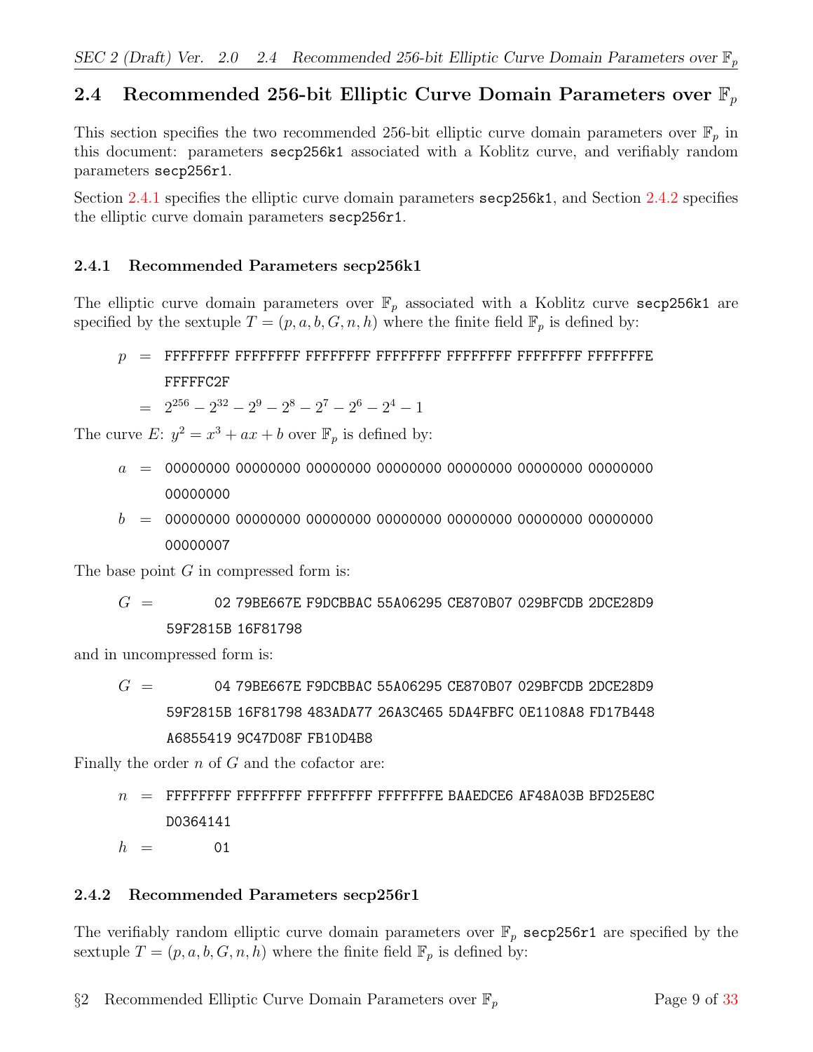## 2.4 Recommended 256-bit Elliptic Curve Domain Parameters over $\mathbb{F}_p$

This section specifies the two recommended 256-bit elliptic curve domain parameters over $\mathbb{F}_p$ in this document: parameters `secp256k1` associated with a Koblitz curve, and verifiably random parameters `secp256r1`.

Section 2.4.1 specifies the elliptic curve domain parameters `secp256k1`, and Section 2.4.2 specifies the elliptic curve domain parameters `secp256r1`.

### 2.4.1 Recommended Parameters secp256k1

The elliptic curve domain parameters over $\mathbb{F}_p$ associated with a Koblitz curve `secp256k1` are specified by the sextuple $T = (p, a, b, G, n, h)$ where the finite field $\mathbb{F}_p$ is defined by:

$p$ = `FFFFFFFF FFFFFFFF FFFFFFFF FFFFFFFF FFFFFFFF FFFFFFFF FFFFFFFE FFFFFC2F`

$= 2^{256} - 2^{32} - 2^{9} - 2^{8} - 2^{7} - 2^{6} - 2^{4} - 1$

The curve $E$: $y^2 = x^3 + ax + b$ over $\mathbb{F}_p$ is defined by:

$a$ = `00000000 00000000 00000000 00000000 00000000 00000000 00000000 00000000`

$b$ = `00000000 00000000 00000000 00000000 00000000 00000000 00000000 00000007`

The base point $G$ in compressed form is:

$G$ = `02 79BE667E F9DCBBAC 55A06295 CE870B07 029BFCDB 2DCE28D9 59F2815B 16F81798`

and in uncompressed form is:

$G$ = `04 79BE667E F9DCBBAC 55A06295 CE870B07 029BFCDB 2DCE28D9 59F2815B 16F81798 483ADA77 26A3C465 5DA4FBFC 0E1108A8 FD17B448 A6855419 9C47D08F FB10D4B8`

Finally the order $n$ of $G$ and the cofactor are:

$n$ = `FFFFFFFF FFFFFFFF FFFFFFFF FFFFFFFE BAAEDCE6 AF48A03B BFD25E8C D0364141`

$h$ = `01`

### 2.4.2 Recommended Parameters secp256r1

The verifiably random elliptic curve domain parameters over $\mathbb{F}_p$ `secp256r1` are specified by the sextuple $T = (p, a, b, G, n, h)$ where the finite field $\mathbb{F}_p$ is defined by: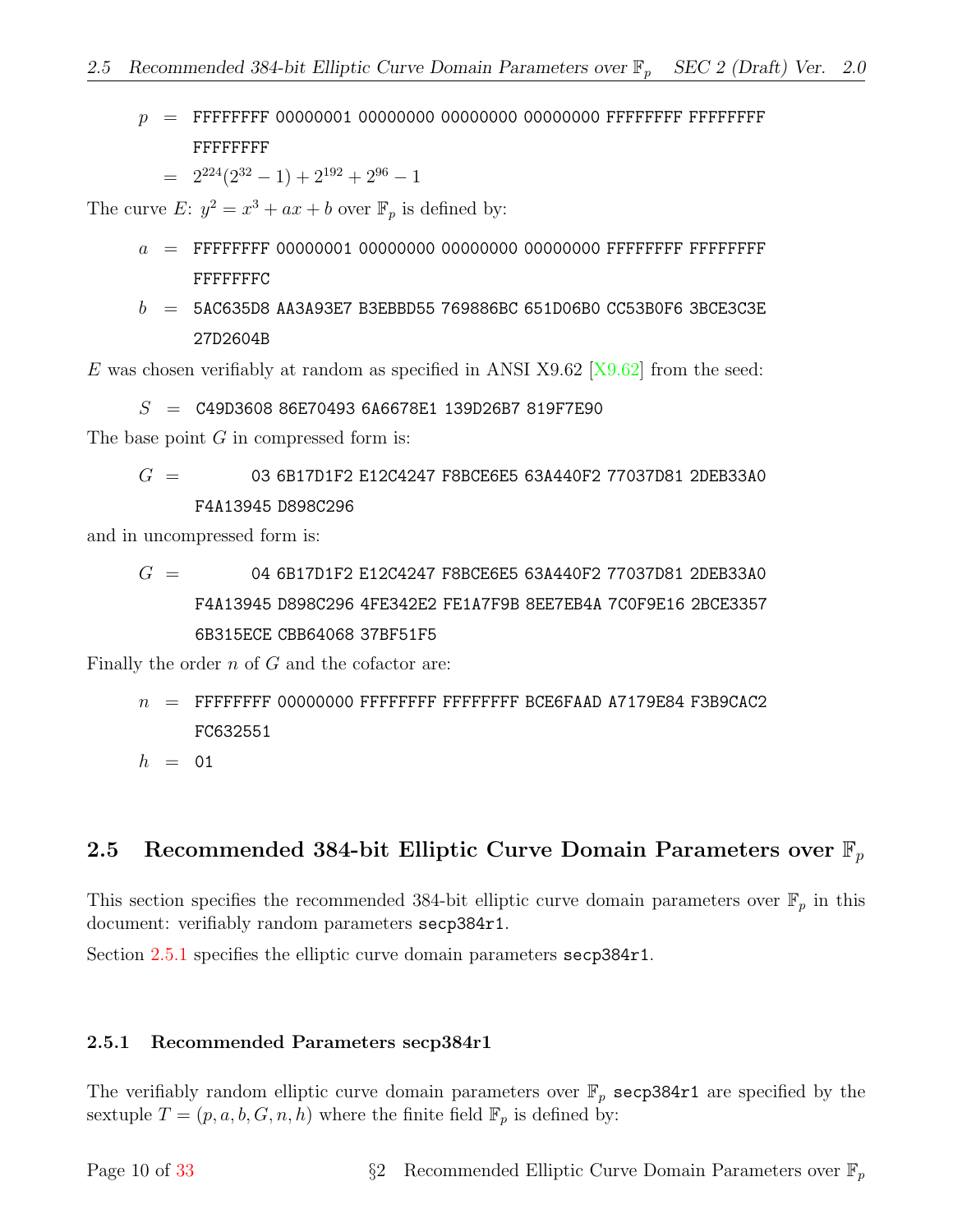$$p = \texttt{FFFFFFFF 00000001 00000000 00000000 00000000 FFFFFFFF FFFFFFFF FFFFFFFF}$$
$$= 2^{224}(2^{32}-1) + 2^{192} + 2^{96} - 1$$

The curve $E$: $y^2 = x^3 + ax + b$ over $\mathbb{F}_p$ is defined by:

```
a = FFFFFFFF 00000001 00000000 00000000 00000000 FFFFFFFF FFFFFFFF
    FFFFFFFC
b = 5AC635D8 AA3A93E7 B3EBBD55 769886BC 651D06B0 CC53B0F6 3BCE3C3E
    27D2604B
```

$E$ was chosen verifiably at random as specified in ANSI X9.62 [X9.62] from the seed:

```
S = C49D3608 86E70493 6A6678E1 139D26B7 819F7E90
```

The base point $G$ in compressed form is:

```
G = 03 6B17D1F2 E12C4247 F8BCE6E5 63A440F2 77037D81 2DEB33A0
    F4A13945 D898C296
```

and in uncompressed form is:

```
G = 04 6B17D1F2 E12C4247 F8BCE6E5 63A440F2 77037D81 2DEB33A0
    F4A13945 D898C296 4FE342E2 FE1A7F9B 8EE7EB4A 7C0F9E16 2BCE3357
    6B315ECE CBB64068 37BF51F5
```

Finally the order $n$ of $G$ and the cofactor are:

```
n = FFFFFFFF 00000000 FFFFFFFF FFFFFFFF BCE6FAAD A7179E84 F3B9CAC2
    FC632551
h = 01
```

## 2.5 Recommended 384-bit Elliptic Curve Domain Parameters over $\mathbb{F}_p$

This section specifies the recommended 384-bit elliptic curve domain parameters over $\mathbb{F}_p$ in this document: verifiably random parameters secp384r1.

Section 2.5.1 specifies the elliptic curve domain parameters secp384r1.

### 2.5.1 Recommended Parameters secp384r1

The verifiably random elliptic curve domain parameters over $\mathbb{F}_p$ secp384r1 are specified by the sextuple $T = (p, a, b, G, n, h)$ where the finite field $\mathbb{F}_p$ is defined by: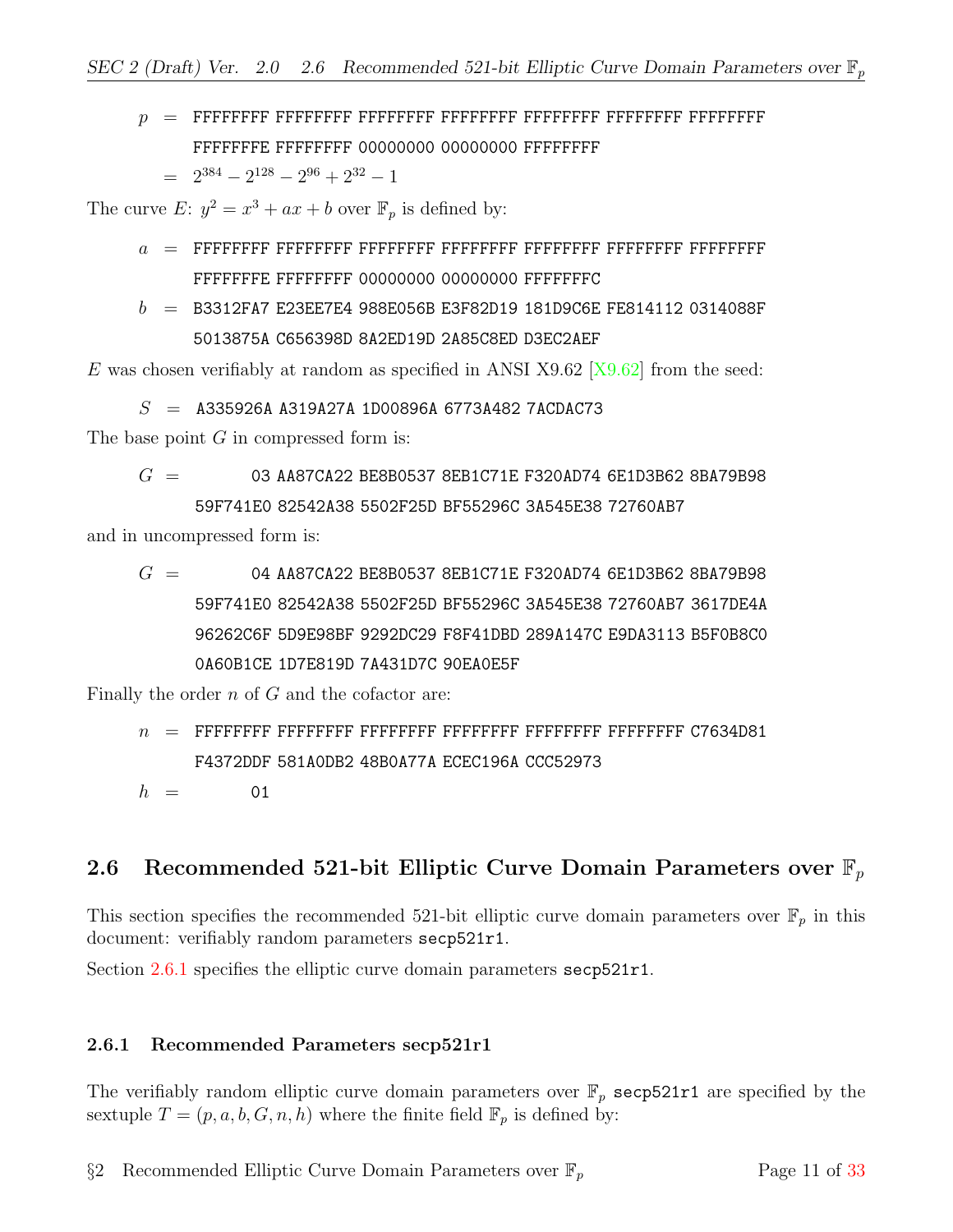$p$ = FFFFFFFF FFFFFFFF FFFFFFFF FFFFFFFF FFFFFFFF FFFFFFFF FFFFFFFF FFFFFFFE FFFFFFFF 00000000 00000000 FFFFFFFF

$= 2^{384} - 2^{128} - 2^{96} + 2^{32} - 1$

The curve $E$: $y^2 = x^3 + ax + b$ over $\mathbb{F}_p$ is defined by:

$a$ = FFFFFFFF FFFFFFFF FFFFFFFF FFFFFFFF FFFFFFFF FFFFFFFF FFFFFFFF FFFFFFFE FFFFFFFF 00000000 00000000 FFFFFFFC

$b$ = B3312FA7 E23EE7E4 988E056B E3F82D19 181D9C6E FE814112 0314088F 5013875A C656398D 8A2ED19D 2A85C8ED D3EC2AEF

$E$ was chosen verifiably at random as specified in ANSI X9.62 [X9.62] from the seed:

$S$ = A335926A A319A27A 1D00896A 6773A482 7ACDAC73

The base point $G$ in compressed form is:

$G$ = 03 AA87CA22 BE8B0537 8EB1C71E F320AD74 6E1D3B62 8BA79B98 59F741E0 82542A38 5502F25D BF55296C 3A545E38 72760AB7

and in uncompressed form is:

$G$ = 04 AA87CA22 BE8B0537 8EB1C71E F320AD74 6E1D3B62 8BA79B98 59F741E0 82542A38 5502F25D BF55296C 3A545E38 72760AB7 3617DE4A 96262C6F 5D9E98BF 9292DC29 F8F41DBD 289A147C E9DA3113 B5F0B8C0 0A60B1CE 1D7E819D 7A431D7C 90EA0E5F

Finally the order $n$ of $G$ and the cofactor are:

$n$ = FFFFFFFF FFFFFFFF FFFFFFFF FFFFFFFF FFFFFFFF FFFFFFFF C7634D81 F4372DDF 581A0DB2 48B0A77A ECEC196A CCC52973

$h$ = 01

## 2.6 Recommended 521-bit Elliptic Curve Domain Parameters over $\mathbb{F}_p$

This section specifies the recommended 521-bit elliptic curve domain parameters over $\mathbb{F}_p$ in this document: verifiably random parameters secp521r1.

Section 2.6.1 specifies the elliptic curve domain parameters secp521r1.

### 2.6.1 Recommended Parameters secp521r1

The verifiably random elliptic curve domain parameters over $\mathbb{F}_p$ secp521r1 are specified by the sextuple $T = (p, a, b, G, n, h)$ where the finite field $\mathbb{F}_p$ is defined by: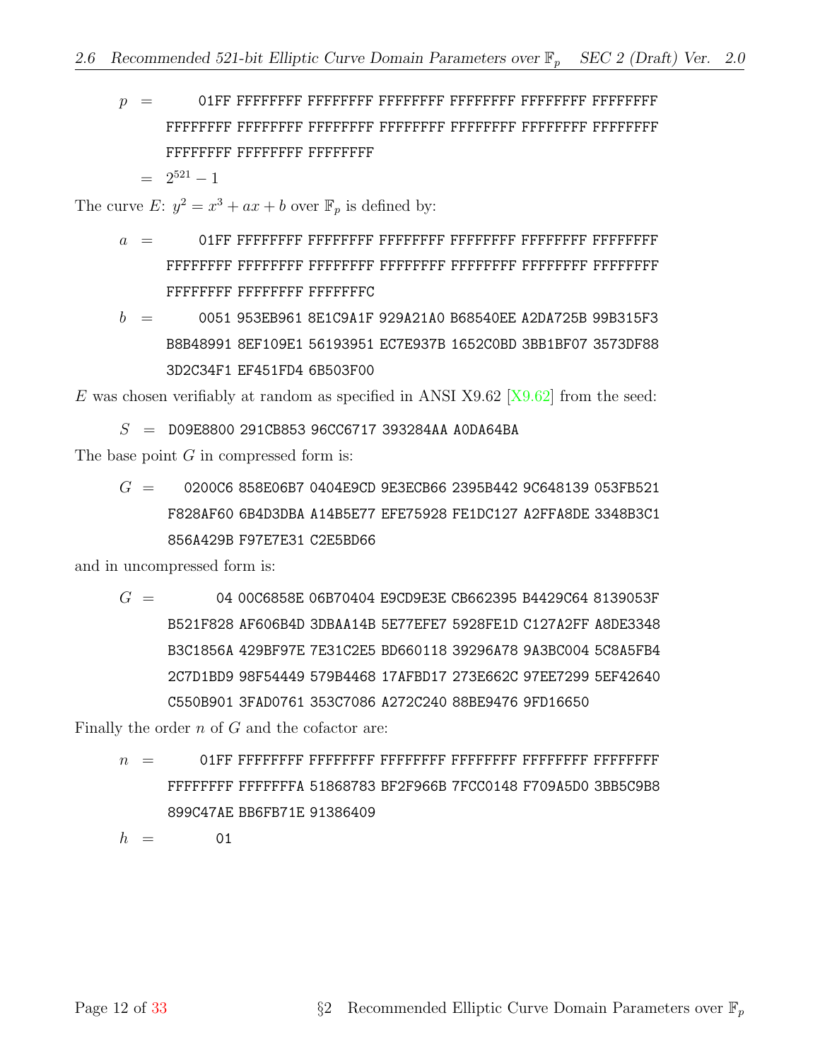$p$ = 01FF FFFFFFFF FFFFFFFF FFFFFFFF FFFFFFFF FFFFFFFF FFFFFFFF
FFFFFFFF FFFFFFFF FFFFFFFF FFFFFFFF FFFFFFFF FFFFFFFF FFFFFFFF
FFFFFFFF FFFFFFFF FFFFFFFF

$= 2^{521} - 1$

The curve $E$: $y^2 = x^3 + ax + b$ over $\mathbb{F}_p$ is defined by:

$a$ = 01FF FFFFFFFF FFFFFFFF FFFFFFFF FFFFFFFF FFFFFFFF FFFFFFFF
FFFFFFFF FFFFFFFF FFFFFFFF FFFFFFFF FFFFFFFF FFFFFFFF FFFFFFFF
FFFFFFFF FFFFFFFF FFFFFFFC

$b$ = 0051 953EB961 8E1C9A1F 929A21A0 B68540EE A2DA725B 99B315F3
B8B48991 8EF109E1 56193951 EC7E937B 1652C0BD 3BB1BF07 3573DF88
3D2C34F1 EF451FD4 6B503F00

$E$ was chosen verifiably at random as specified in ANSI X9.62 [X9.62] from the seed:

$S$ = D09E8800 291CB853 96CC6717 393284AA A0DA64BA

The base point $G$ in compressed form is:

$G$ = 0200C6 858E06B7 0404E9CD 9E3ECB66 2395B442 9C648139 053FB521
F828AF60 6B4D3DBA A14B5E77 EFE75928 FE1DC127 A2FFA8DE 3348B3C1
856A429B F97E7E31 C2E5BD66

and in uncompressed form is:

$G$ = 04 00C6858E 06B70404 E9CD9E3E CB662395 B4429C64 8139053F
B521F828 AF606B4D 3DBAA14B 5E77EFE7 5928FE1D C127A2FF A8DE3348
B3C1856A 429BF97E 7E31C2E5 BD660118 39296A78 9A3BC004 5C8A5FB4
2C7D1BD9 98F54449 579B4468 17AFBD17 273E662C 97EE7299 5EF42640
C550B901 3FAD0761 353C7086 A272C240 88BE9476 9FD16650

Finally the order $n$ of $G$ and the cofactor are:

$n$ = 01FF FFFFFFFF FFFFFFFF FFFFFFFF FFFFFFFF FFFFFFFF FFFFFFFF
FFFFFFFF FFFFFFFA 51868783 BF2F966B 7FCC0148 F709A5D0 3BB5C9B8
899C47AE BB6FB71E 91386409

$h$ = 01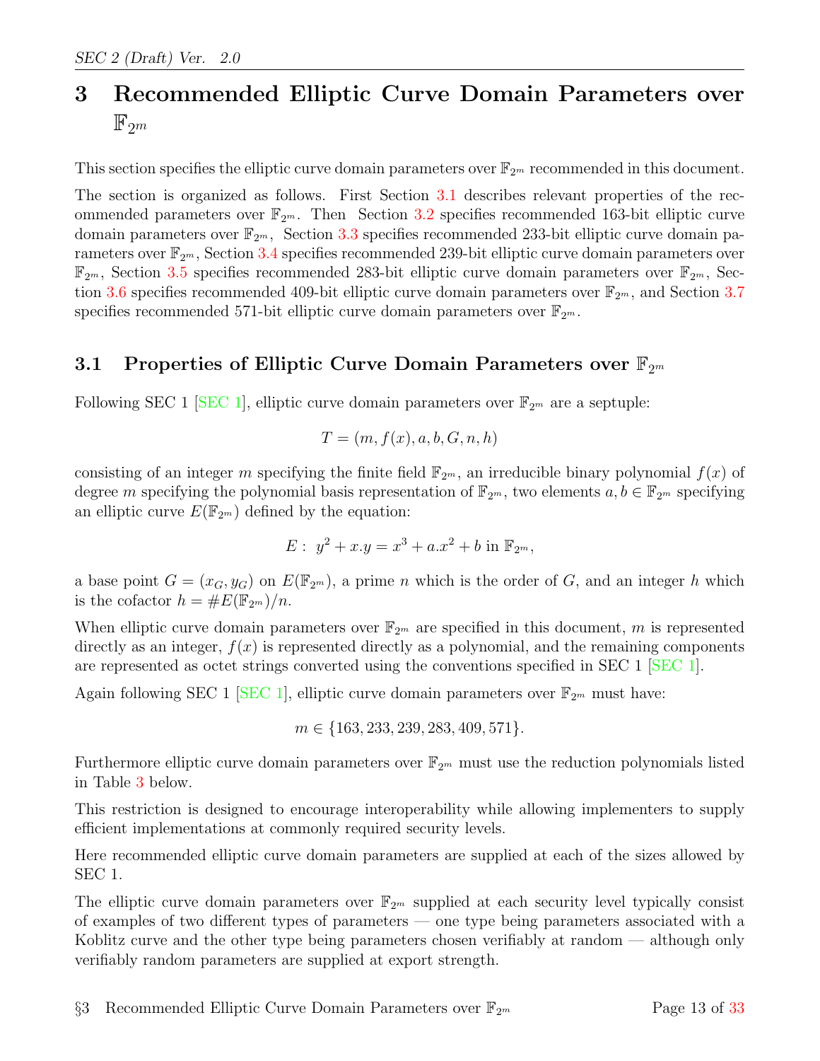# 3 Recommended Elliptic Curve Domain Parameters over $\mathbb{F}_{2^m}$

This section specifies the elliptic curve domain parameters over $\mathbb{F}_{2^m}$ recommended in this document.

The section is organized as follows. First Section 3.1 describes relevant properties of the recommended parameters over $\mathbb{F}_{2^m}$. Then Section 3.2 specifies recommended 163-bit elliptic curve domain parameters over $\mathbb{F}_{2^m}$, Section 3.3 specifies recommended 233-bit elliptic curve domain parameters over $\mathbb{F}_{2^m}$, Section 3.4 specifies recommended 239-bit elliptic curve domain parameters over $\mathbb{F}_{2^m}$, Section 3.5 specifies recommended 283-bit elliptic curve domain parameters over $\mathbb{F}_{2^m}$, Section 3.6 specifies recommended 409-bit elliptic curve domain parameters over $\mathbb{F}_{2^m}$, and Section 3.7 specifies recommended 571-bit elliptic curve domain parameters over $\mathbb{F}_{2^m}$.

## 3.1 Properties of Elliptic Curve Domain Parameters over $\mathbb{F}_{2^m}$

Following SEC 1 [SEC 1], elliptic curve domain parameters over $\mathbb{F}_{2^m}$ are a septuple:

$$T = (m, f(x), a, b, G, n, h)$$

consisting of an integer $m$ specifying the finite field $\mathbb{F}_{2^m}$, an irreducible binary polynomial $f(x)$ of degree $m$ specifying the polynomial basis representation of $\mathbb{F}_{2^m}$, two elements $a, b \in \mathbb{F}_{2^m}$ specifying an elliptic curve $E(\mathbb{F}_{2^m})$ defined by the equation:

$$E : \; y^2 + x.y = x^3 + a.x^2 + b \text{ in } \mathbb{F}_{2^m},$$

a base point $G = (x_G, y_G)$ on $E(\mathbb{F}_{2^m})$, a prime $n$ which is the order of $G$, and an integer $h$ which is the cofactor $h = \#E(\mathbb{F}_{2^m})/n$.

When elliptic curve domain parameters over $\mathbb{F}_{2^m}$ are specified in this document, $m$ is represented directly as an integer, $f(x)$ is represented directly as a polynomial, and the remaining components are represented as octet strings converted using the conventions specified in SEC 1 [SEC 1].

Again following SEC 1 [SEC 1], elliptic curve domain parameters over $\mathbb{F}_{2^m}$ must have:

$$m \in \{163, 233, 239, 283, 409, 571\}.$$

Furthermore elliptic curve domain parameters over $\mathbb{F}_{2^m}$ must use the reduction polynomials listed in Table 3 below.

This restriction is designed to encourage interoperability while allowing implementers to supply efficient implementations at commonly required security levels.

Here recommended elliptic curve domain parameters are supplied at each of the sizes allowed by SEC 1.

The elliptic curve domain parameters over $\mathbb{F}_{2^m}$ supplied at each security level typically consist of examples of two different types of parameters — one type being parameters associated with a Koblitz curve and the other type being parameters chosen verifiably at random — although only verifiably random parameters are supplied at export strength.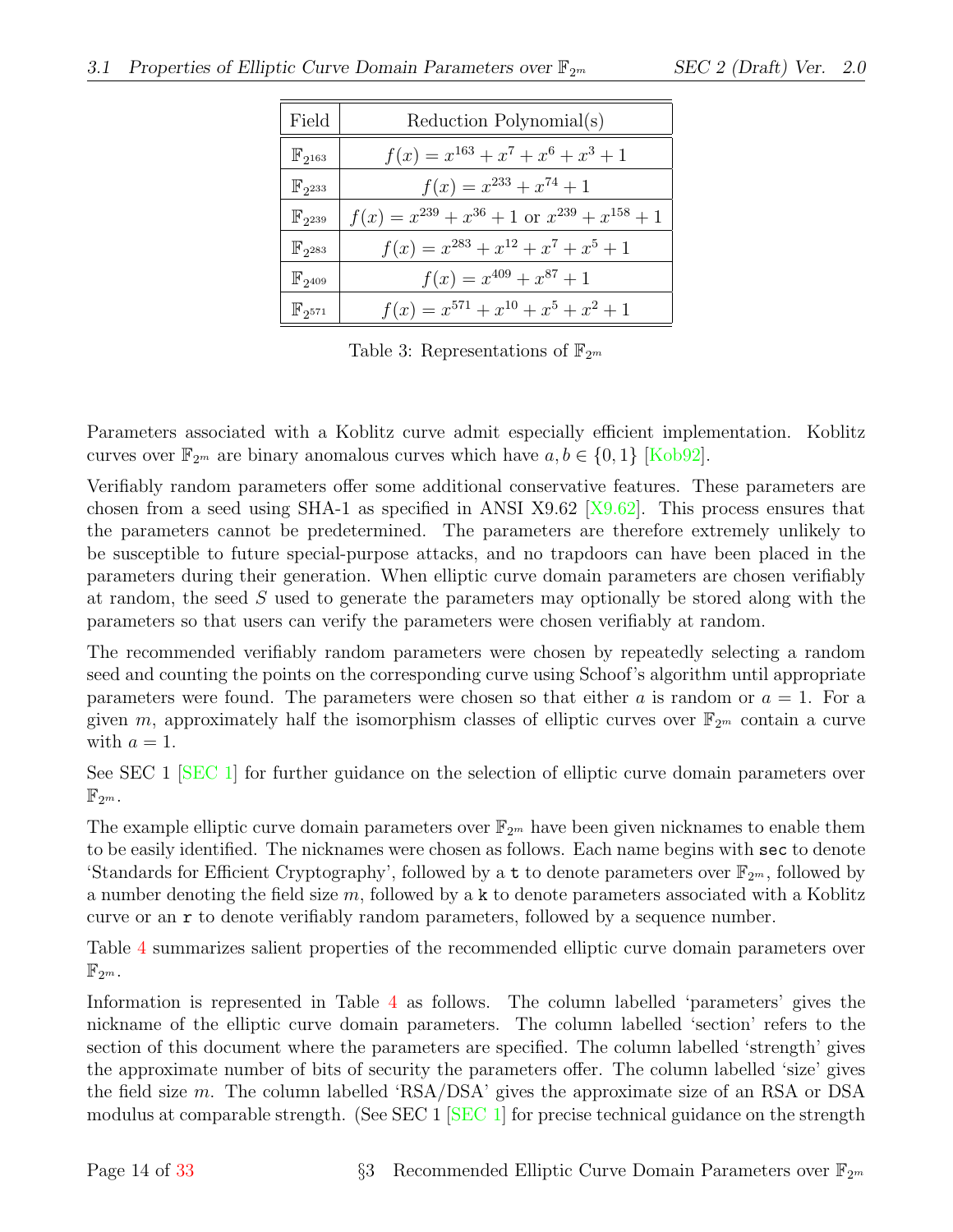| Field | Reduction Polynomial(s) |
|---|---|
| $\mathbb{F}_{2^{163}}$ | $f(x) = x^{163} + x^7 + x^6 + x^3 + 1$ |
| $\mathbb{F}_{2^{233}}$ | $f(x) = x^{233} + x^{74} + 1$ |
| $\mathbb{F}_{2^{239}}$ | $f(x) = x^{239} + x^{36} + 1$ or $x^{239} + x^{158} + 1$ |
| $\mathbb{F}_{2^{283}}$ | $f(x) = x^{283} + x^{12} + x^7 + x^5 + 1$ |
| $\mathbb{F}_{2^{409}}$ | $f(x) = x^{409} + x^{87} + 1$ |
| $\mathbb{F}_{2^{571}}$ | $f(x) = x^{571} + x^{10} + x^5 + x^2 + 1$ |

Table 3: Representations of $\mathbb{F}_{2^m}$

Parameters associated with a Koblitz curve admit especially efficient implementation. Koblitz curves over $\mathbb{F}_{2^m}$ are binary anomalous curves which have $a, b \in \{0, 1\}$ [Kob92].

Verifiably random parameters offer some additional conservative features. These parameters are chosen from a seed using SHA-1 as specified in ANSI X9.62 [X9.62]. This process ensures that the parameters cannot be predetermined. The parameters are therefore extremely unlikely to be susceptible to future special-purpose attacks, and no trapdoors can have been placed in the parameters during their generation. When elliptic curve domain parameters are chosen verifiably at random, the seed $S$ used to generate the parameters may optionally be stored along with the parameters so that users can verify the parameters were chosen verifiably at random.

The recommended verifiably random parameters were chosen by repeatedly selecting a random seed and counting the points on the corresponding curve using Schoof's algorithm until appropriate parameters were found. The parameters were chosen so that either $a$ is random or $a = 1$. For a given $m$, approximately half the isomorphism classes of elliptic curves over $\mathbb{F}_{2^m}$ contain a curve with $a = 1$.

See SEC 1 [SEC 1] for further guidance on the selection of elliptic curve domain parameters over $\mathbb{F}_{2^m}$.

The example elliptic curve domain parameters over $\mathbb{F}_{2^m}$ have been given nicknames to enable them to be easily identified. The nicknames were chosen as follows. Each name begins with `sec` to denote 'Standards for Efficient Cryptography', followed by a `t` to denote parameters over $\mathbb{F}_{2^m}$, followed by a number denoting the field size $m$, followed by a `k` to denote parameters associated with a Koblitz curve or an `r` to denote verifiably random parameters, followed by a sequence number.

Table 4 summarizes salient properties of the recommended elliptic curve domain parameters over $\mathbb{F}_{2^m}$.

Information is represented in Table 4 as follows. The column labelled 'parameters' gives the nickname of the elliptic curve domain parameters. The column labelled 'section' refers to the section of this document where the parameters are specified. The column labelled 'strength' gives the approximate number of bits of security the parameters offer. The column labelled 'size' gives the field size $m$. The column labelled 'RSA/DSA' gives the approximate size of an RSA or DSA modulus at comparable strength. (See SEC 1 [SEC 1] for precise technical guidance on the strength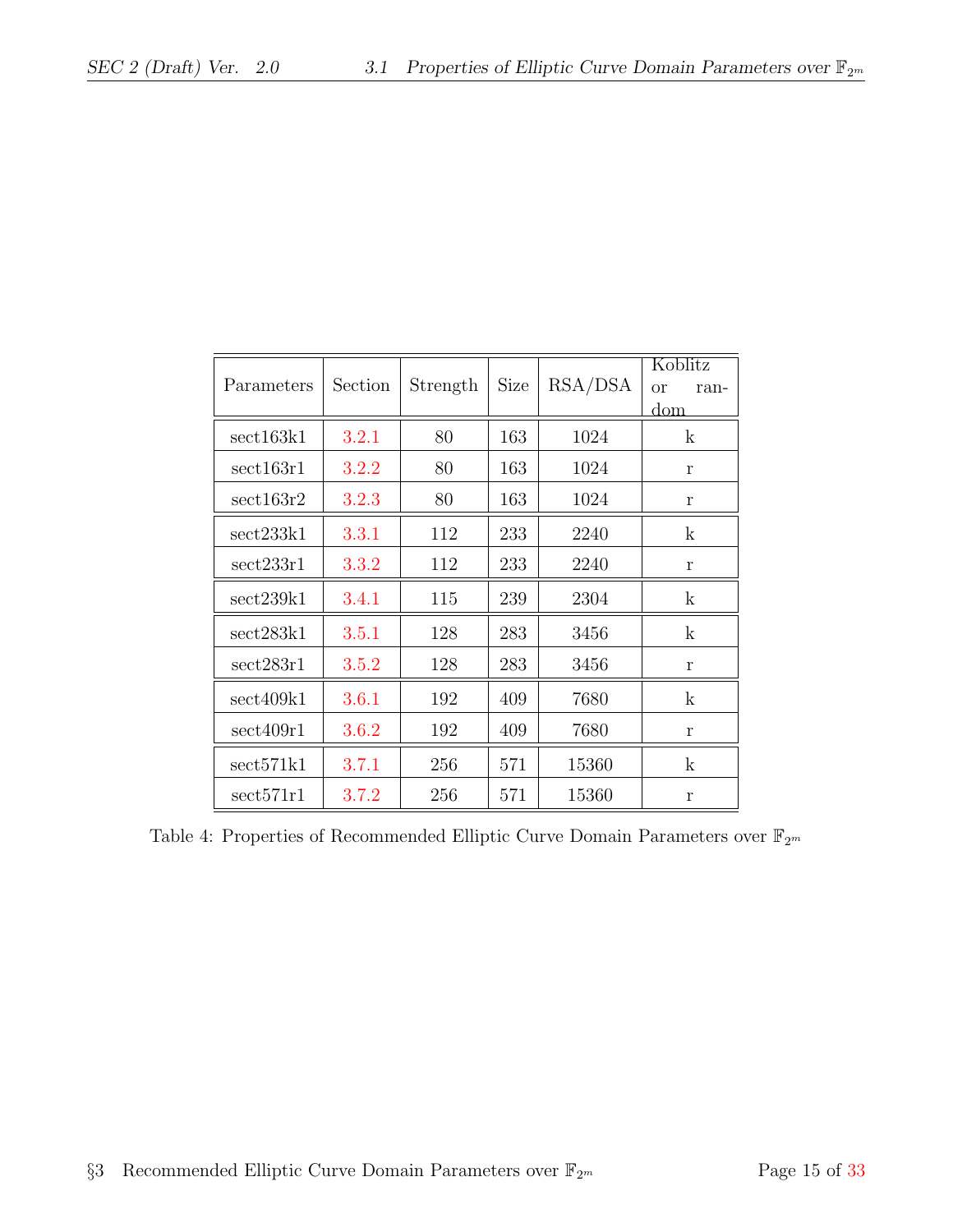| Parameters | Section | Strength | Size | RSA/DSA | Koblitz or random |
|---|---|---|---|---|---|
| sect163k1 | 3.2.1 | 80 | 163 | 1024 | k |
| sect163r1 | 3.2.2 | 80 | 163 | 1024 | r |
| sect163r2 | 3.2.3 | 80 | 163 | 1024 | r |
| sect233k1 | 3.3.1 | 112 | 233 | 2240 | k |
| sect233r1 | 3.3.2 | 112 | 233 | 2240 | r |
| sect239k1 | 3.4.1 | 115 | 239 | 2304 | k |
| sect283k1 | 3.5.1 | 128 | 283 | 3456 | k |
| sect283r1 | 3.5.2 | 128 | 283 | 3456 | r |
| sect409k1 | 3.6.1 | 192 | 409 | 7680 | k |
| sect409r1 | 3.6.2 | 192 | 409 | 7680 | r |
| sect571k1 | 3.7.1 | 256 | 571 | 15360 | k |
| sect571r1 | 3.7.2 | 256 | 571 | 15360 | r |

Table 4: Properties of Recommended Elliptic Curve Domain Parameters over $\mathbb{F}_{2^m}$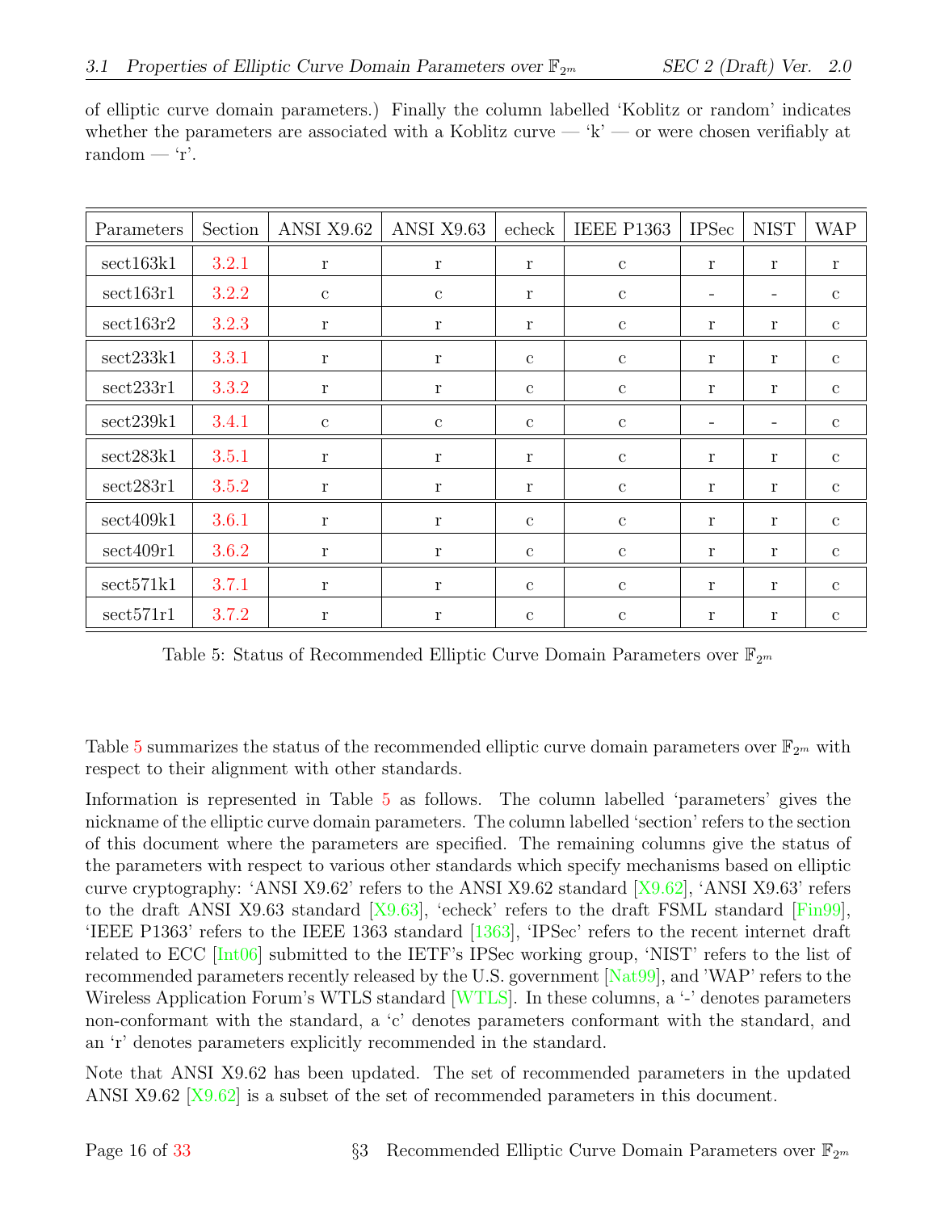of elliptic curve domain parameters.) Finally the column labelled 'Koblitz or random' indicates whether the parameters are associated with a Koblitz curve — 'k' — or were chosen verifiably at random — 'r'.

| Parameters | Section | ANSI X9.62 | ANSI X9.63 | echeck | IEEE P1363 | IPSec | NIST | WAP |
|---|---|---|---|---|---|---|---|---|
| sect163k1 | 3.2.1 | r | r | r | c | r | r | r |
| sect163r1 | 3.2.2 | c | c | r | c | - | - | c |
| sect163r2 | 3.2.3 | r | r | r | c | r | r | c |
| sect233k1 | 3.3.1 | r | r | c | c | r | r | c |
| sect233r1 | 3.3.2 | r | r | c | c | r | r | c |
| sect239k1 | 3.4.1 | c | c | c | c | - | - | c |
| sect283k1 | 3.5.1 | r | r | r | c | r | r | c |
| sect283r1 | 3.5.2 | r | r | r | c | r | r | c |
| sect409k1 | 3.6.1 | r | r | c | c | r | r | c |
| sect409r1 | 3.6.2 | r | r | c | c | r | r | c |
| sect571k1 | 3.7.1 | r | r | c | c | r | r | c |
| sect571r1 | 3.7.2 | r | r | c | c | r | r | c |

Table 5: Status of Recommended Elliptic Curve Domain Parameters over $\mathbb{F}_{2^m}$

Table 5 summarizes the status of the recommended elliptic curve domain parameters over $\mathbb{F}_{2^m}$ with respect to their alignment with other standards.

Information is represented in Table 5 as follows. The column labelled 'parameters' gives the nickname of the elliptic curve domain parameters. The column labelled 'section' refers to the section of this document where the parameters are specified. The remaining columns give the status of the parameters with respect to various other standards which specify mechanisms based on elliptic curve cryptography: 'ANSI X9.62' refers to the ANSI X9.62 standard [X9.62], 'ANSI X9.63' refers to the draft ANSI X9.63 standard [X9.63], 'echeck' refers to the draft FSML standard [Fin99], 'IEEE P1363' refers to the IEEE 1363 standard [1363], 'IPSec' refers to the recent internet draft related to ECC [Int06] submitted to the IETF's IPSec working group, 'NIST' refers to the list of recommended parameters recently released by the U.S. government [Nat99], and 'WAP' refers to the Wireless Application Forum's WTLS standard [WTLS]. In these columns, a '-' denotes parameters non-conformant with the standard, a 'c' denotes parameters conformant with the standard, and an 'r' denotes parameters explicitly recommended in the standard.

Note that ANSI X9.62 has been updated. The set of recommended parameters in the updated ANSI X9.62 [X9.62] is a subset of the set of recommended parameters in this document.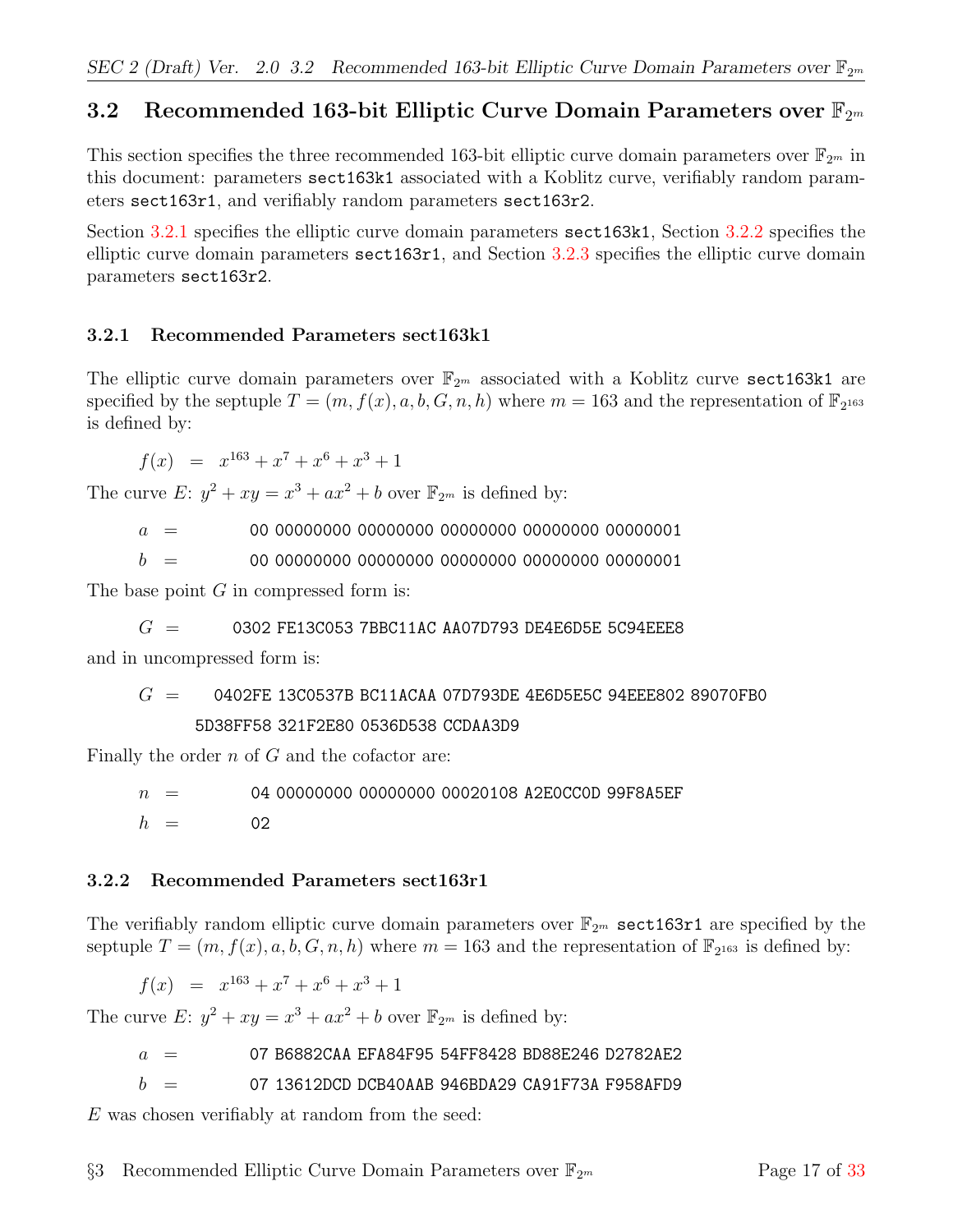## 3.2 Recommended 163-bit Elliptic Curve Domain Parameters over $\mathbb{F}_{2^m}$

This section specifies the three recommended 163-bit elliptic curve domain parameters over $\mathbb{F}_{2^m}$ in this document: parameters `sect163k1` associated with a Koblitz curve, verifiably random parameters `sect163r1`, and verifiably random parameters `sect163r2`.

Section 3.2.1 specifies the elliptic curve domain parameters `sect163k1`, Section 3.2.2 specifies the elliptic curve domain parameters `sect163r1`, and Section 3.2.3 specifies the elliptic curve domain parameters `sect163r2`.

### 3.2.1 Recommended Parameters sect163k1

The elliptic curve domain parameters over $\mathbb{F}_{2^m}$ associated with a Koblitz curve `sect163k1` are specified by the septuple $T = (m, f(x), a, b, G, n, h)$ where $m = 163$ and the representation of $\mathbb{F}_{2^{163}}$ is defined by:

$$f(x) \;=\; x^{163} + x^7 + x^6 + x^3 + 1$$

The curve $E$: $y^2 + xy = x^3 + ax^2 + b$ over $\mathbb{F}_{2^m}$ is defined by:

$a$ = `00 00000000 00000000 00000000 00000000 00000001`

$b$ = `00 00000000 00000000 00000000 00000000 00000001`

The base point $G$ in compressed form is:

$G$ = `0302 FE13C053 7BBC11AC AA07D793 DE4E6D5E 5C94EEE8`

and in uncompressed form is:

$G$ = `0402FE 13C0537B BC11ACAA 07D793DE 4E6D5E5C 94EEE802 89070FB0 5D38FF58 321F2E80 0536D538 CCDAA3D9`

Finally the order $n$ of $G$ and the cofactor are:

$n$ = `04 00000000 00000000 00020108 A2E0CC0D 99F8A5EF`

$h$ = `02`

### 3.2.2 Recommended Parameters sect163r1

The verifiably random elliptic curve domain parameters over $\mathbb{F}_{2^m}$ `sect163r1` are specified by the septuple $T = (m, f(x), a, b, G, n, h)$ where $m = 163$ and the representation of $\mathbb{F}_{2^{163}}$ is defined by:

$$f(x) \;=\; x^{163} + x^7 + x^6 + x^3 + 1$$

The curve $E$: $y^2 + xy = x^3 + ax^2 + b$ over $\mathbb{F}_{2^m}$ is defined by:

$a$ = `07 B6882CAA EFA84F95 54FF8428 BD88E246 D2782AE2`

$b$ = `07 13612DCD DCB40AAB 946BDA29 CA91F73A F958AFD9`

$E$ was chosen verifiably at random from the seed: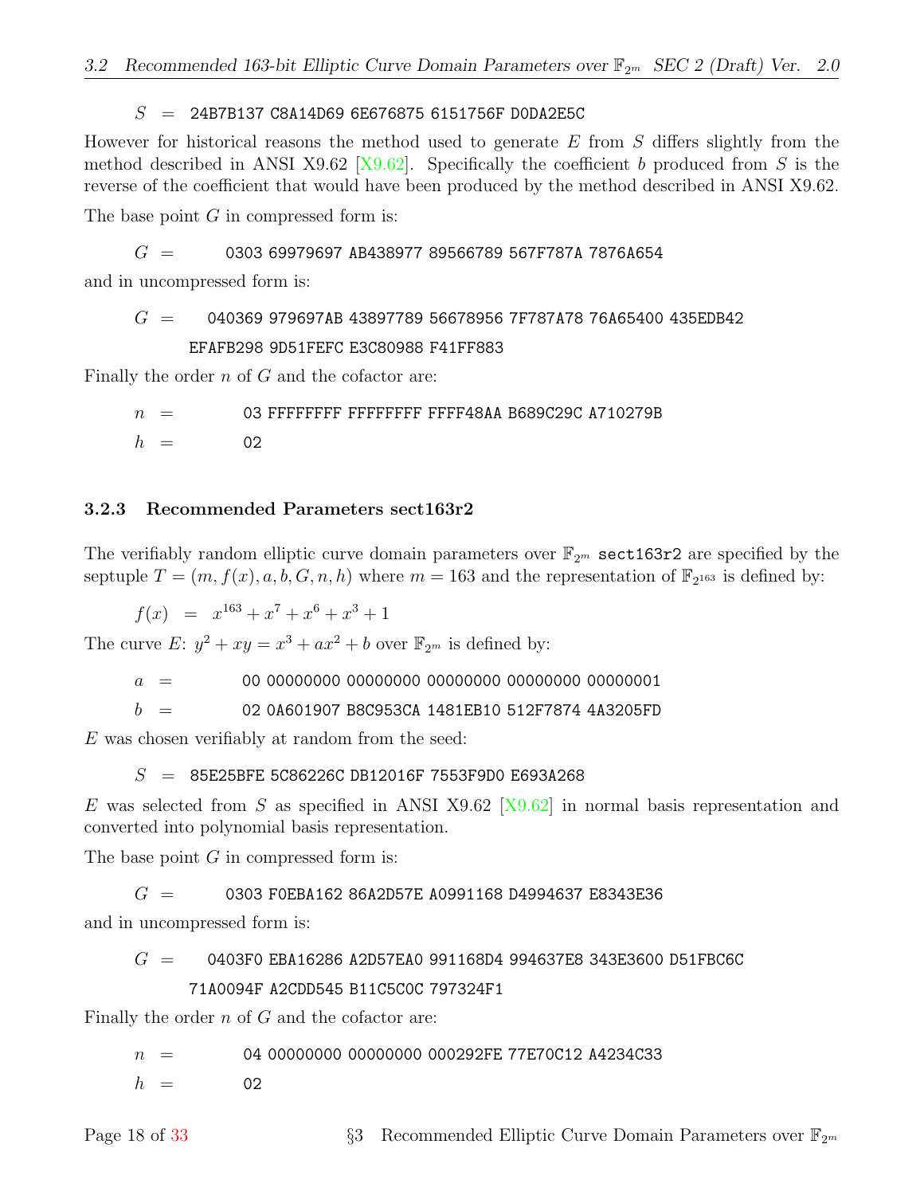$S$ = 24B7B137 C8A14D69 6E676875 6151756F D0DA2E5C

However for historical reasons the method used to generate $E$ from $S$ differs slightly from the method described in ANSI X9.62 [X9.62]. Specifically the coefficient $b$ produced from $S$ is the reverse of the coefficient that would have been produced by the method described in ANSI X9.62.

The base point $G$ in compressed form is:

$G$ = 0303 69979697 AB438977 89566789 567F787A 7876A654

and in uncompressed form is:

$G$ = 040369 979697AB 43897789 56678956 7F787A78 76A65400 435EDB42
EFAFB298 9D51FEFC E3C80988 F41FF883

Finally the order $n$ of $G$ and the cofactor are:

$n$ = 03 FFFFFFFF FFFFFFFF FFFF48AA B689C29C A710279B

$h$ = 02

#### 3.2.3 Recommended Parameters sect163r2

The verifiably random elliptic curve domain parameters over $\mathbb{F}_{2^m}$ `sect163r2` are specified by the septuple $T = (m, f(x), a, b, G, n, h)$ where $m = 163$ and the representation of $\mathbb{F}_{2^{163}}$ is defined by:

$$f(x) = x^{163} + x^7 + x^6 + x^3 + 1$$

The curve $E$: $y^2 + xy = x^3 + ax^2 + b$ over $\mathbb{F}_{2^m}$ is defined by:

$a$ = 00 00000000 00000000 00000000 00000000 00000001

$b$ = 02 0A601907 B8C953CA 1481EB10 512F7874 4A3205FD

$E$ was chosen verifiably at random from the seed:

$S$ = 85E25BFE 5C86226C DB12016F 7553F9D0 E693A268

$E$ was selected from $S$ as specified in ANSI X9.62 [X9.62] in normal basis representation and converted into polynomial basis representation.

The base point $G$ in compressed form is:

$G$ = 0303 F0EBA162 86A2D57E A0991168 D4994637 E8343E36

and in uncompressed form is:

$G$ = 0403F0 EBA16286 A2D57EA0 991168D4 994637E8 343E3600 D51FBC6C
71A0094F A2CDD545 B11C5C0C 797324F1

Finally the order $n$ of $G$ and the cofactor are:

$n$ = 04 00000000 00000000 000292FE 77E70C12 A4234C33

$h$ = 02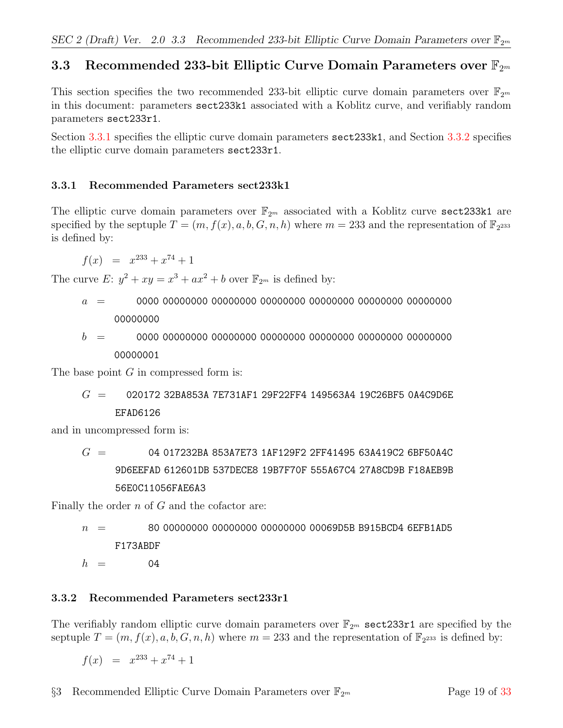## 3.3 Recommended 233-bit Elliptic Curve Domain Parameters over $\mathbb{F}_{2^m}$

This section specifies the two recommended 233-bit elliptic curve domain parameters over $\mathbb{F}_{2^m}$ in this document: parameters `sect233k1` associated with a Koblitz curve, and verifiably random parameters `sect233r1`.

Section 3.3.1 specifies the elliptic curve domain parameters `sect233k1`, and Section 3.3.2 specifies the elliptic curve domain parameters `sect233r1`.

### 3.3.1 Recommended Parameters sect233k1

The elliptic curve domain parameters over $\mathbb{F}_{2^m}$ associated with a Koblitz curve `sect233k1` are specified by the septuple $T = (m, f(x), a, b, G, n, h)$ where $m = 233$ and the representation of $\mathbb{F}_{2^{233}}$ is defined by:

$$f(x) = x^{233} + x^{74} + 1$$

The curve $E$: $y^2 + xy = x^3 + ax^2 + b$ over $\mathbb{F}_{2^m}$ is defined by:

```
a = 0000 00000000 00000000 00000000 00000000 00000000 00000000
    00000000
b = 0000 00000000 00000000 00000000 00000000 00000000 00000000
    00000001
```

The base point $G$ in compressed form is:

```
G = 020172 32BA853A 7E731AF1 29F22FF4 149563A4 19C26BF5 0A4C9D6E
    EFAD6126
```

and in uncompressed form is:

```
G = 04 017232BA 853A7E73 1AF129F2 2FF41495 63A419C2 6BF50A4C
    9D6EEFAD 612601DB 537DECE8 19B7F70F 555A67C4 27A8CD9B F18AEB9B
    56E0C11056FAE6A3
```

Finally the order $n$ of $G$ and the cofactor are:

```
n = 80 00000000 00000000 00000000 00069D5B B915BCD4 6EFB1AD5
    F173ABDF
h = 04
```

### 3.3.2 Recommended Parameters sect233r1

The verifiably random elliptic curve domain parameters over $\mathbb{F}_{2^m}$ `sect233r1` are specified by the septuple $T = (m, f(x), a, b, G, n, h)$ where $m = 233$ and the representation of $\mathbb{F}_{2^{233}}$ is defined by:

$$f(x) = x^{233} + x^{74} + 1$$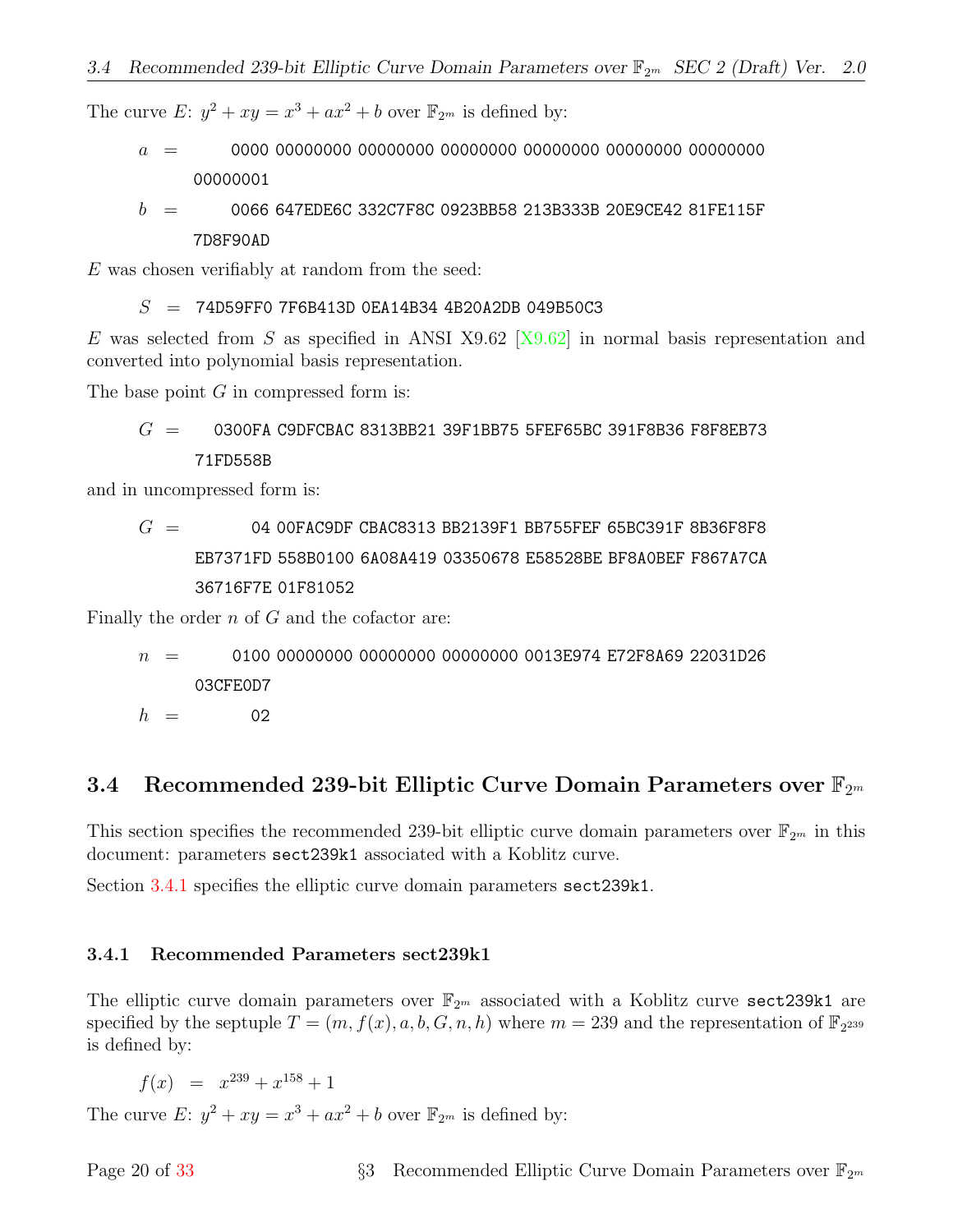The curve $E$: $y^2 + xy = x^3 + ax^2 + b$ over $\mathbb{F}_{2^m}$ is defined by:

$a$ = 0000 00000000 00000000 00000000 00000000 00000000 00000000 00000001

$b$ = 0066 647EDE6C 332C7F8C 0923BB58 213B333B 20E9CE42 81FE115F 7D8F90AD

$E$ was chosen verifiably at random from the seed:

$S$ = 74D59FF0 7F6B413D 0EA14B34 4B20A2DB 049B50C3

$E$ was selected from $S$ as specified in ANSI X9.62 [X9.62] in normal basis representation and converted into polynomial basis representation.

The base point $G$ in compressed form is:

$G$ = 0300FA C9DFCBAC 8313BB21 39F1BB75 5FEF65BC 391F8B36 F8F8EB73 71FD558B

and in uncompressed form is:

$G$ = 04 00FAC9DF CBAC8313 BB2139F1 BB755FEF 65BC391F 8B36F8F8 EB7371FD 558B0100 6A08A419 03350678 E58528BE BF8A0BEF F867A7CA 36716F7E 01F81052

Finally the order $n$ of $G$ and the cofactor are:

$n$ = 0100 00000000 00000000 00000000 0013E974 E72F8A69 22031D26 03CFE0D7

$h$ = 02

## 3.4 Recommended 239-bit Elliptic Curve Domain Parameters over $\mathbb{F}_{2^m}$

This section specifies the recommended 239-bit elliptic curve domain parameters over $\mathbb{F}_{2^m}$ in this document: parameters sect239k1 associated with a Koblitz curve.

Section 3.4.1 specifies the elliptic curve domain parameters sect239k1.

### 3.4.1 Recommended Parameters sect239k1

The elliptic curve domain parameters over $\mathbb{F}_{2^m}$ associated with a Koblitz curve sect239k1 are specified by the septuple $T = (m, f(x), a, b, G, n, h)$ where $m = 239$ and the representation of $\mathbb{F}_{2^{239}}$ is defined by:

$$f(x) = x^{239} + x^{158} + 1$$

The curve $E$: $y^2 + xy = x^3 + ax^2 + b$ over $\mathbb{F}_{2^m}$ is defined by: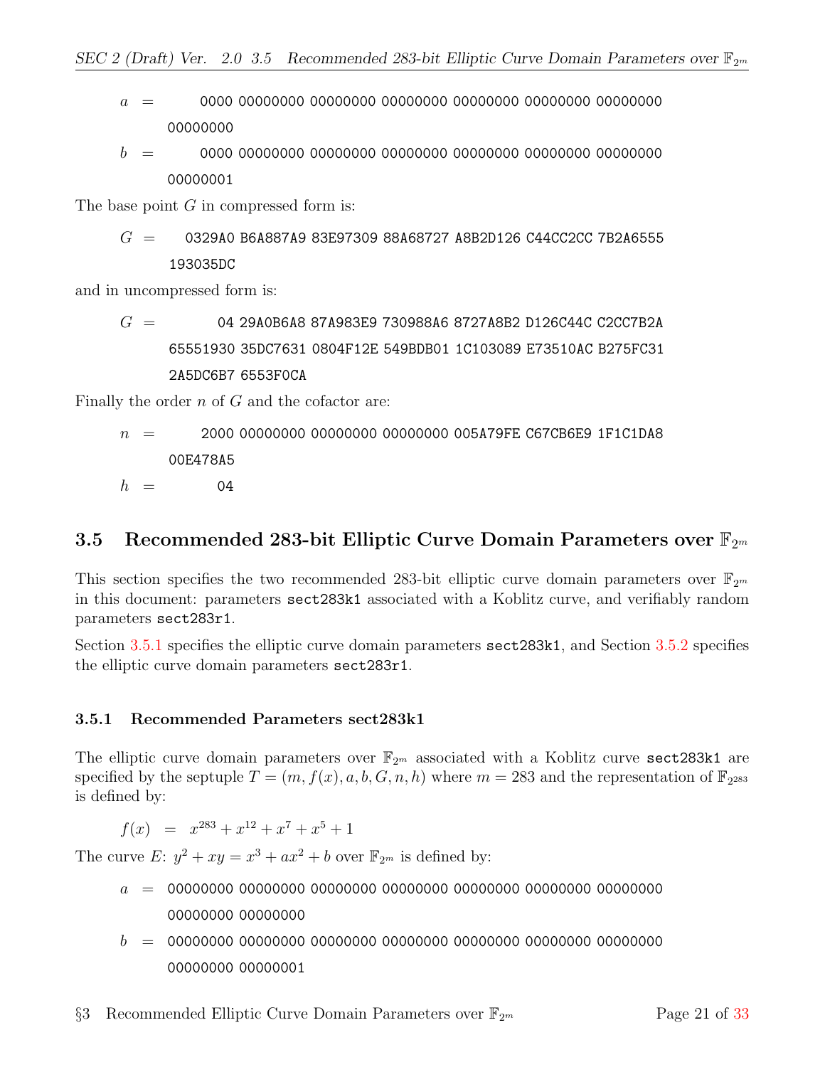$a$ = 0000 00000000 00000000 00000000 00000000 00000000 00000000 00000000

$b$ = 0000 00000000 00000000 00000000 00000000 00000000 00000000 00000001

The base point $G$ in compressed form is:

$G$ = 0329A0 B6A887A9 83E97309 88A68727 A8B2D126 C44CC2CC 7B2A6555 193035DC

and in uncompressed form is:

$G$ = 04 29A0B6A8 87A983E9 730988A6 8727A8B2 D126C44C C2CC7B2A 65551930 35DC7631 0804F12E 549BDB01 1C103089 E73510AC B275FC31 2A5DC6B7 6553F0CA

Finally the order $n$ of $G$ and the cofactor are:

$n$ = 2000 00000000 00000000 00000000 005A79FE C67CB6E9 1F1C1DA8 00E478A5

$h$ = 04

## 3.5 Recommended 283-bit Elliptic Curve Domain Parameters over $\mathbb{F}_{2^m}$

This section specifies the two recommended 283-bit elliptic curve domain parameters over $\mathbb{F}_{2^m}$ in this document: parameters sect283k1 associated with a Koblitz curve, and verifiably random parameters sect283r1.

Section 3.5.1 specifies the elliptic curve domain parameters sect283k1, and Section 3.5.2 specifies the elliptic curve domain parameters sect283r1.

### 3.5.1 Recommended Parameters sect283k1

The elliptic curve domain parameters over $\mathbb{F}_{2^m}$ associated with a Koblitz curve sect283k1 are specified by the septuple $T = (m, f(x), a, b, G, n, h)$ where $m = 283$ and the representation of $\mathbb{F}_{2^{283}}$ is defined by:

$$f(x) = x^{283} + x^{12} + x^7 + x^5 + 1$$

The curve $E$: $y^2 + xy = x^3 + ax^2 + b$ over $\mathbb{F}_{2^m}$ is defined by:

$a$ = 00000000 00000000 00000000 00000000 00000000 00000000 00000000 00000000 00000000

$b$ = 00000000 00000000 00000000 00000000 00000000 00000000 00000000 00000000 00000001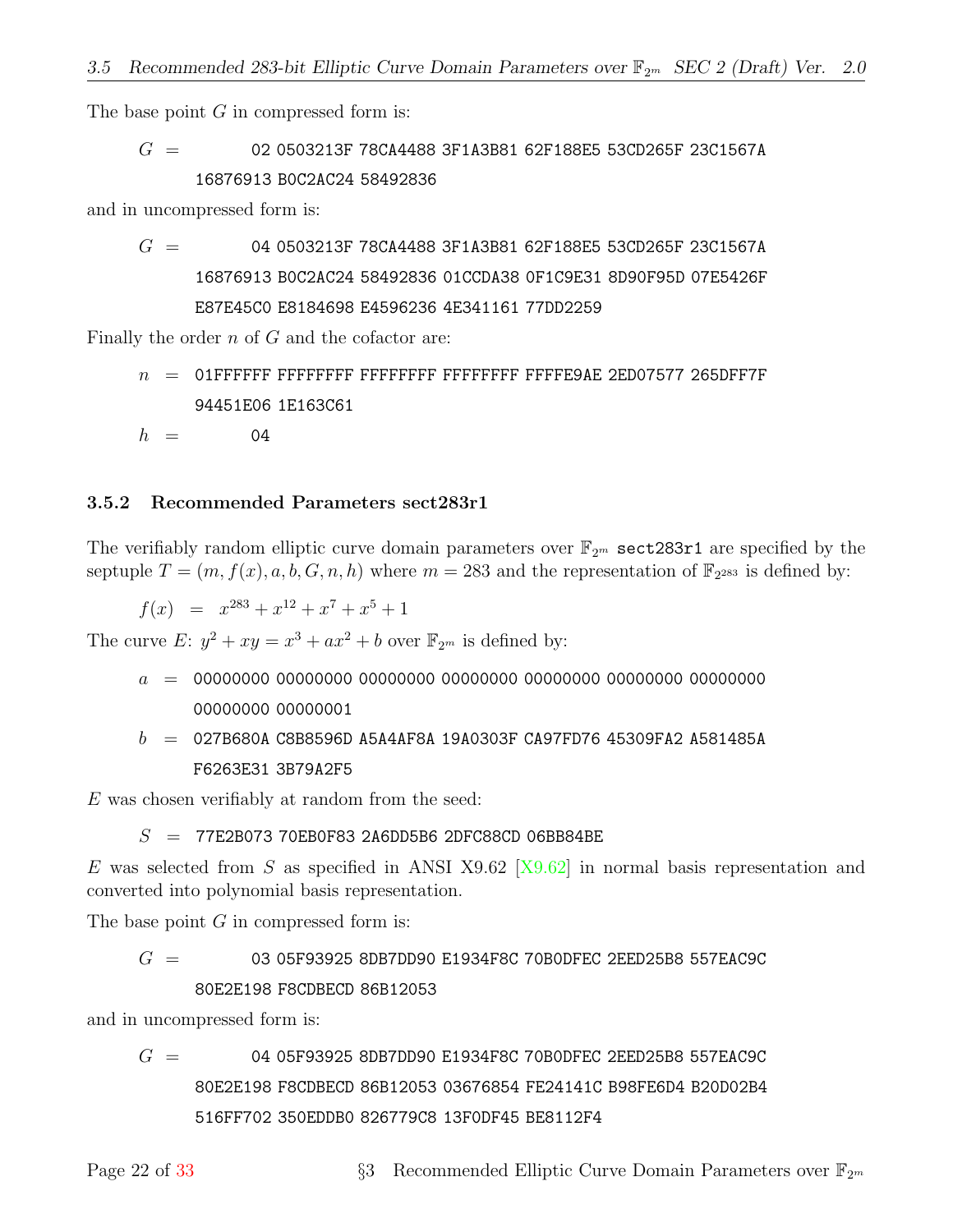The base point $G$ in compressed form is:

```
G = 02 0503213F 78CA4488 3F1A3B81 62F188E5 53CD265F 23C1567A
    16876913 B0C2AC24 58492836
```

and in uncompressed form is:

```
G = 04 0503213F 78CA4488 3F1A3B81 62F188E5 53CD265F 23C1567A
    16876913 B0C2AC24 58492836 01CCDA38 0F1C9E31 8D90F95D 07E5426F
    E87E45C0 E8184698 E4596236 4E341161 77DD2259
```

Finally the order $n$ of $G$ and the cofactor are:

```
n = 01FFFFFF FFFFFFFF FFFFFFFF FFFFFFFF FFFFE9AE 2ED07577 265DFF7F
    94451E06 1E163C61
h = 04
```

### 3.5.2 Recommended Parameters sect283r1

The verifiably random elliptic curve domain parameters over $\mathbb{F}_{2^m}$ `sect283r1` are specified by the septuple $T = (m, f(x), a, b, G, n, h)$ where $m = 283$ and the representation of $\mathbb{F}_{2^{283}}$ is defined by:

$$f(x) = x^{283} + x^{12} + x^7 + x^5 + 1$$

The curve $E$: $y^2 + xy = x^3 + ax^2 + b$ over $\mathbb{F}_{2^m}$ is defined by:

```
a = 00000000 00000000 00000000 00000000 00000000 00000000 00000000
    00000000 00000001
b = 027B680A C8B8596D A5A4AF8A 19A0303F CA97FD76 45309FA2 A581485A
    F6263E31 3B79A2F5
```

$E$ was chosen verifiably at random from the seed:

```
S = 77E2B073 70EB0F83 2A6DD5B6 2DFC88CD 06BB84BE
```

$E$ was selected from $S$ as specified in ANSI X9.62 [X9.62] in normal basis representation and converted into polynomial basis representation.

The base point $G$ in compressed form is:

```
G = 03 05F93925 8DB7DD90 E1934F8C 70B0DFEC 2EED25B8 557EAC9C
    80E2E198 F8CDBECD 86B12053
```

and in uncompressed form is:

```
G = 04 05F93925 8DB7DD90 E1934F8C 70B0DFEC 2EED25B8 557EAC9C
    80E2E198 F8CDBECD 86B12053 03676854 FE24141C B98FE6D4 B20D02B4
    516FF702 350EDDB0 826779C8 13F0DF45 BE8112F4
```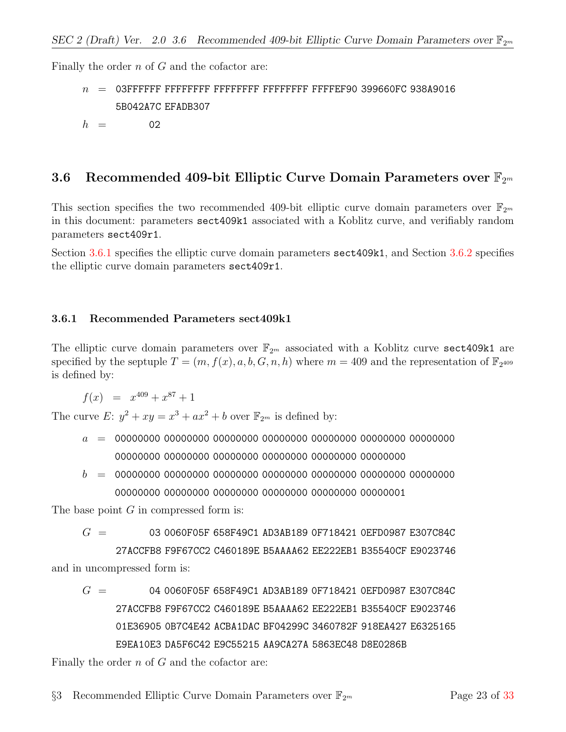Finally the order $n$ of $G$ and the cofactor are:

$n$ = 03FFFFFF FFFFFFFF FFFFFFFF FFFFFFFF FFFFEF90 399660FC 938A9016 5B042A7C EFADB307

$h$ = 02

## 3.6 Recommended 409-bit Elliptic Curve Domain Parameters over $\mathbb{F}_{2^m}$

This section specifies the two recommended 409-bit elliptic curve domain parameters over $\mathbb{F}_{2^m}$ in this document: parameters `sect409k1` associated with a Koblitz curve, and verifiably random parameters `sect409r1`.

Section 3.6.1 specifies the elliptic curve domain parameters `sect409k1`, and Section 3.6.2 specifies the elliptic curve domain parameters `sect409r1`.

### 3.6.1 Recommended Parameters sect409k1

The elliptic curve domain parameters over $\mathbb{F}_{2^m}$ associated with a Koblitz curve `sect409k1` are specified by the septuple $T = (m, f(x), a, b, G, n, h)$ where $m = 409$ and the representation of $\mathbb{F}_{2^{409}}$ is defined by:

$$f(x) = x^{409} + x^{87} + 1$$

The curve $E$: $y^2 + xy = x^3 + ax^2 + b$ over $\mathbb{F}_{2^m}$ is defined by:

$a$ = 00000000 00000000 00000000 00000000 00000000 00000000 00000000 00000000 00000000 00000000 00000000 00000000 00000000

$b$ = 00000000 00000000 00000000 00000000 00000000 00000000 00000000 00000000 00000000 00000000 00000000 00000000 00000001

The base point $G$ in compressed form is:

$G$ = 03 0060F05F 658F49C1 AD3AB189 0F718421 0EFD0987 E307C84C 27ACCFB8 F9F67CC2 C460189E B5AAAA62 EE222EB1 B35540CF E9023746

and in uncompressed form is:

$G$ = 04 0060F05F 658F49C1 AD3AB189 0F718421 0EFD0987 E307C84C 27ACCFB8 F9F67CC2 C460189E B5AAAA62 EE222EB1 B35540CF E9023746 01E36905 0B7C4E42 ACBA1DAC BF04299C 3460782F 918EA427 E6325165 E9EA10E3 DA5F6C42 E9C55215 AA9CA27A 5863EC48 D8E0286B

Finally the order $n$ of $G$ and the cofactor are: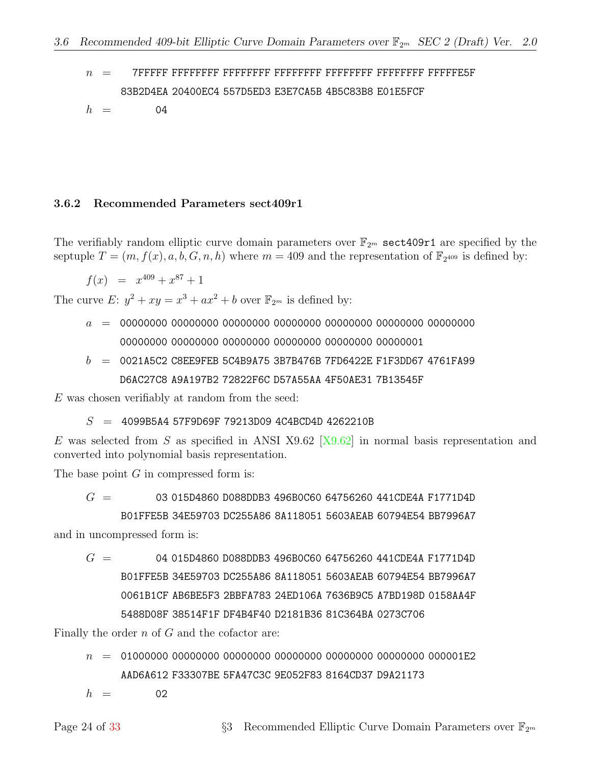$n$ = 7FFFFF FFFFFFFF FFFFFFFF FFFFFFFF FFFFFFFF FFFFFFFF FFFFFE5F
83B2D4EA 20400EC4 557D5ED3 E3E7CA5B 4B5C83B8 E01E5FCF

$h$ = 04

### 3.6.2 Recommended Parameters sect409r1

The verifiably random elliptic curve domain parameters over $\mathbb{F}_{2^m}$ `sect409r1` are specified by the septuple $T = (m, f(x), a, b, G, n, h)$ where $m = 409$ and the representation of $\mathbb{F}_{2^{409}}$ is defined by:

$$f(x) = x^{409} + x^{87} + 1$$

The curve $E$: $y^2 + xy = x^3 + ax^2 + b$ over $\mathbb{F}_{2^m}$ is defined by:

$a$ = 00000000 00000000 00000000 00000000 00000000 00000000 00000000
00000000 00000000 00000000 00000000 00000000 00000001

$b$ = 0021A5C2 C8EE9FEB 5C4B9A75 3B7B476B 7FD6422E F1F3DD67 4761FA99
D6AC27C8 A9A197B2 72822F6C D57A55AA 4F50AE31 7B13545F

$E$ was chosen verifiably at random from the seed:

$S$ = 4099B5A4 57F9D69F 79213D09 4C4BCD4D 4262210B

$E$ was selected from $S$ as specified in ANSI X9.62 [X9.62] in normal basis representation and converted into polynomial basis representation.

The base point $G$ in compressed form is:

$G$ = 03 015D4860 D088DDB3 496B0C60 64756260 441CDE4A F1771D4D
B01FFE5B 34E59703 DC255A86 8A118051 5603AEAB 60794E54 BB7996A7

and in uncompressed form is:

$G$ = 04 015D4860 D088DDB3 496B0C60 64756260 441CDE4A F1771D4D
B01FFE5B 34E59703 DC255A86 8A118051 5603AEAB 60794E54 BB7996A7
0061B1CF AB6BE5F3 2BBFA783 24ED106A 7636B9C5 A7BD198D 0158AA4F
5488D08F 38514F1F DF4B4F40 D2181B36 81C364BA 0273C706

Finally the order $n$ of $G$ and the cofactor are:

$n$ = 01000000 00000000 00000000 00000000 00000000 00000000 000001E2
AAD6A612 F33307BE 5FA47C3C 9E052F83 8164CD37 D9A21173

$h$ = 02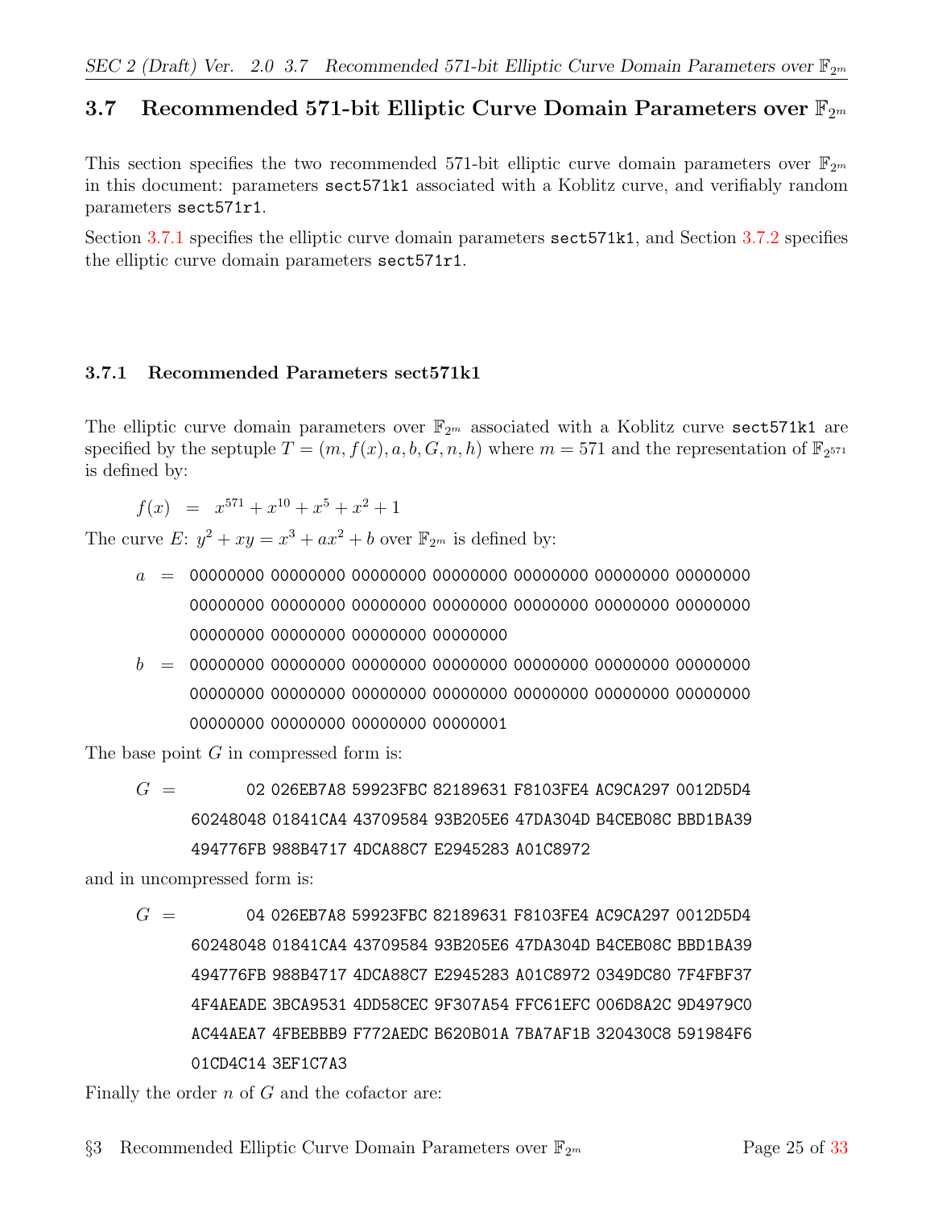## 3.7 Recommended 571-bit Elliptic Curve Domain Parameters over $\mathbb{F}_{2^m}$

This section specifies the two recommended 571-bit elliptic curve domain parameters over $\mathbb{F}_{2^m}$ in this document: parameters `sect571k1` associated with a Koblitz curve, and verifiably random parameters `sect571r1`.

Section 3.7.1 specifies the elliptic curve domain parameters `sect571k1`, and Section 3.7.2 specifies the elliptic curve domain parameters `sect571r1`.

### 3.7.1 Recommended Parameters sect571k1

The elliptic curve domain parameters over $\mathbb{F}_{2^m}$ associated with a Koblitz curve `sect571k1` are specified by the septuple $T = (m, f(x), a, b, G, n, h)$ where $m = 571$ and the representation of $\mathbb{F}_{2^{571}}$ is defined by:

$$f(x) \;=\; x^{571} + x^{10} + x^5 + x^2 + 1$$

The curve $E$: $y^2 + xy = x^3 + ax^2 + b$ over $\mathbb{F}_{2^m}$ is defined by:

```
a = 00000000 00000000 00000000 00000000 00000000 00000000 00000000
    00000000 00000000 00000000 00000000 00000000 00000000 00000000
    00000000 00000000 00000000 00000000
b = 00000000 00000000 00000000 00000000 00000000 00000000 00000000
    00000000 00000000 00000000 00000000 00000000 00000000 00000000
    00000000 00000000 00000000 00000001
```

The base point $G$ in compressed form is:

```
G =       02 026EB7A8 59923FBC 82189631 F8103FE4 AC9CA297 0012D5D4
    60248048 01841CA4 43709584 93B205E6 47DA304D B4CEB08C BBD1BA39
    494776FB 988B4717 4DCA88C7 E2945283 A01C8972
```

and in uncompressed form is:

```
G =       04 026EB7A8 59923FBC 82189631 F8103FE4 AC9CA297 0012D5D4
    60248048 01841CA4 43709584 93B205E6 47DA304D B4CEB08C BBD1BA39
    494776FB 988B4717 4DCA88C7 E2945283 A01C8972 0349DC80 7F4FBF37
    4F4AEADE 3BCA9531 4DD58CEC 9F307A54 FFC61EFC 006D8A2C 9D4979C0
    AC44AEA7 4FBEBBB9 F772AEDC B620B01A 7BA7AF1B 320430C8 591984F6
    01CD4C14 3EF1C7A3
```

Finally the order $n$ of $G$ and the cofactor are: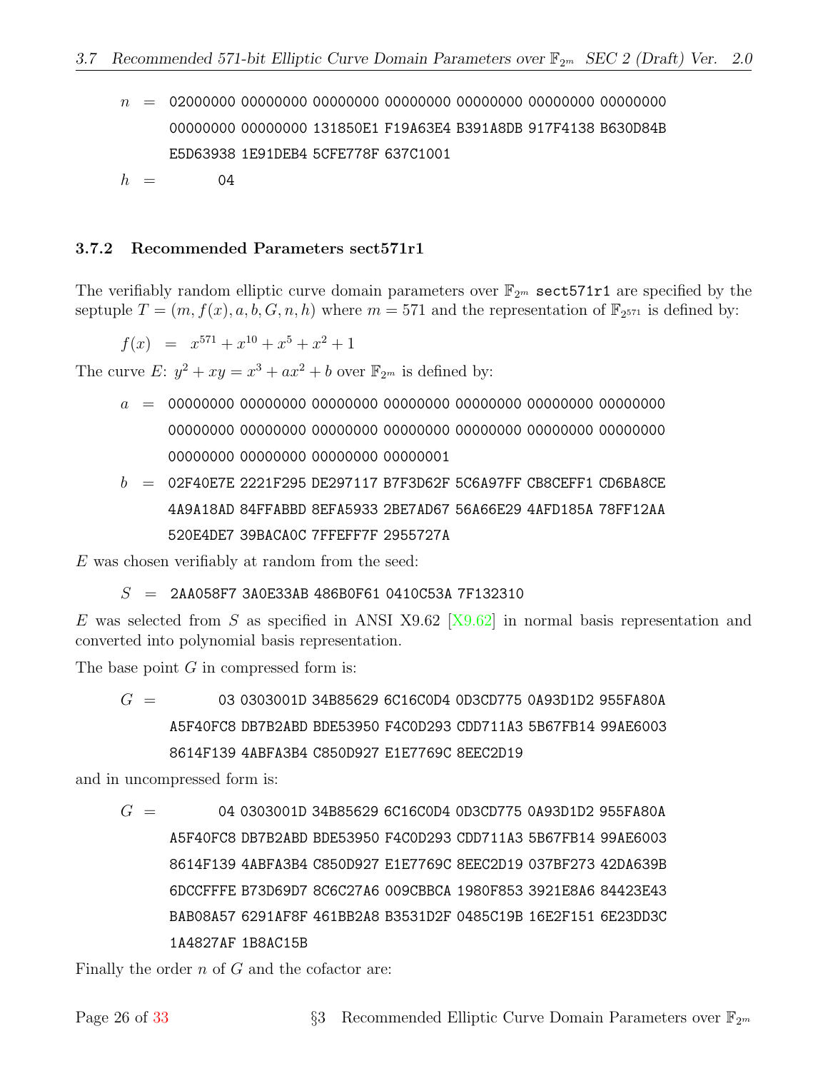$n$ = 02000000 00000000 00000000 00000000 00000000 00000000 00000000
00000000 00000000 131850E1 F19A63E4 B391A8DB 917F4138 B630D84B
E5D63938 1E91DEB4 5CFE778F 637C1001

$h$ = 04

### 3.7.2 Recommended Parameters sect571r1

The verifiably random elliptic curve domain parameters over $\mathbb{F}_{2^m}$ `sect571r1` are specified by the septuple $T = (m, f(x), a, b, G, n, h)$ where $m = 571$ and the representation of $\mathbb{F}_{2^{571}}$ is defined by:

$$f(x) = x^{571} + x^{10} + x^5 + x^2 + 1$$

The curve $E$: $y^2 + xy = x^3 + ax^2 + b$ over $\mathbb{F}_{2^m}$ is defined by:

$a$ = 00000000 00000000 00000000 00000000 00000000 00000000 00000000
00000000 00000000 00000000 00000000 00000000 00000000 00000000
00000000 00000000 00000000 00000001

$b$ = 02F40E7E 2221F295 DE297117 B7F3D62F 5C6A97FF CB8CEFF1 CD6BA8CE
4A9A18AD 84FFABBD 8EFA5933 2BE7AD67 56A66E29 4AFD185A 78FF12AA
520E4DE7 39BACA0C 7FFEFF7F 2955727A

$E$ was chosen verifiably at random from the seed:

$S$ = 2AA058F7 3A0E33AB 486B0F61 0410C53A 7F132310

$E$ was selected from $S$ as specified in ANSI X9.62 [X9.62] in normal basis representation and converted into polynomial basis representation.

The base point $G$ in compressed form is:

$G$ = 03 0303001D 34B85629 6C16C0D4 0D3CD775 0A93D1D2 955FA80A
A5F40FC8 DB7B2ABD BDE53950 F4C0D293 CDD711A3 5B67FB14 99AE6003
8614F139 4ABFA3B4 C850D927 E1E7769C 8EEC2D19

and in uncompressed form is:

$G$ = 04 0303001D 34B85629 6C16C0D4 0D3CD775 0A93D1D2 955FA80A
A5F40FC8 DB7B2ABD BDE53950 F4C0D293 CDD711A3 5B67FB14 99AE6003
8614F139 4ABFA3B4 C850D927 E1E7769C 8EEC2D19 037BF273 42DA639B
6DCCFFFE B73D69D7 8C6C27A6 009CBBCA 1980F853 3921E8A6 84423E43
BAB08A57 6291AF8F 461BB2A8 B3531D2F 0485C19B 16E2F151 6E23DD3C
1A4827AF 1B8AC15B

Finally the order $n$ of $G$ and the cofactor are: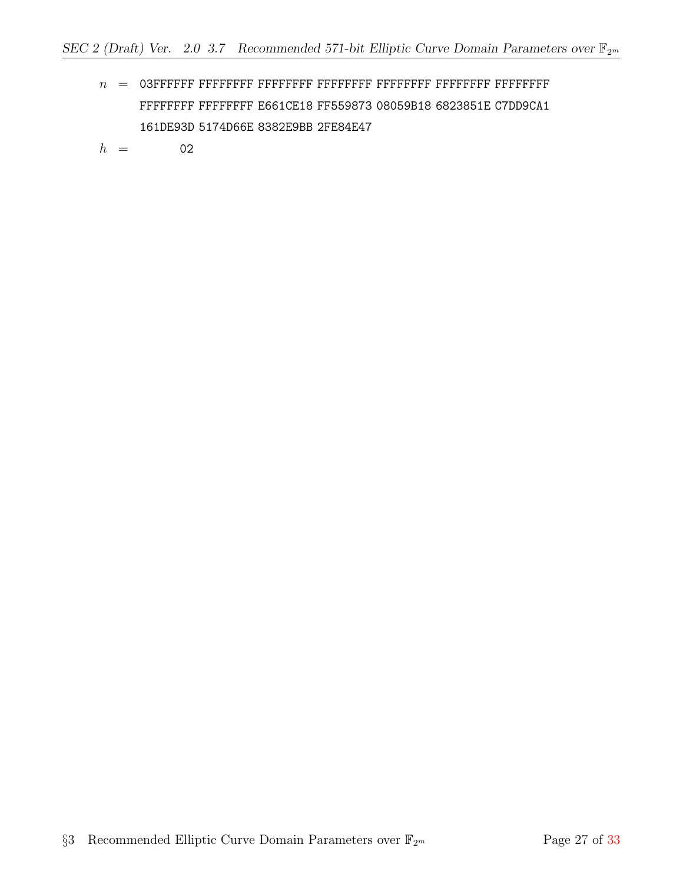$n$ = 03FFFFFF FFFFFFFF FFFFFFFF FFFFFFFF FFFFFFFF FFFFFFFF FFFFFFFF FFFFFFFF FFFFFFFF E661CE18 FF559873 08059B18 6823851E C7DD9CA1 161DE93D 5174D66E 8382E9BB 2FE84E47

$h$ = 02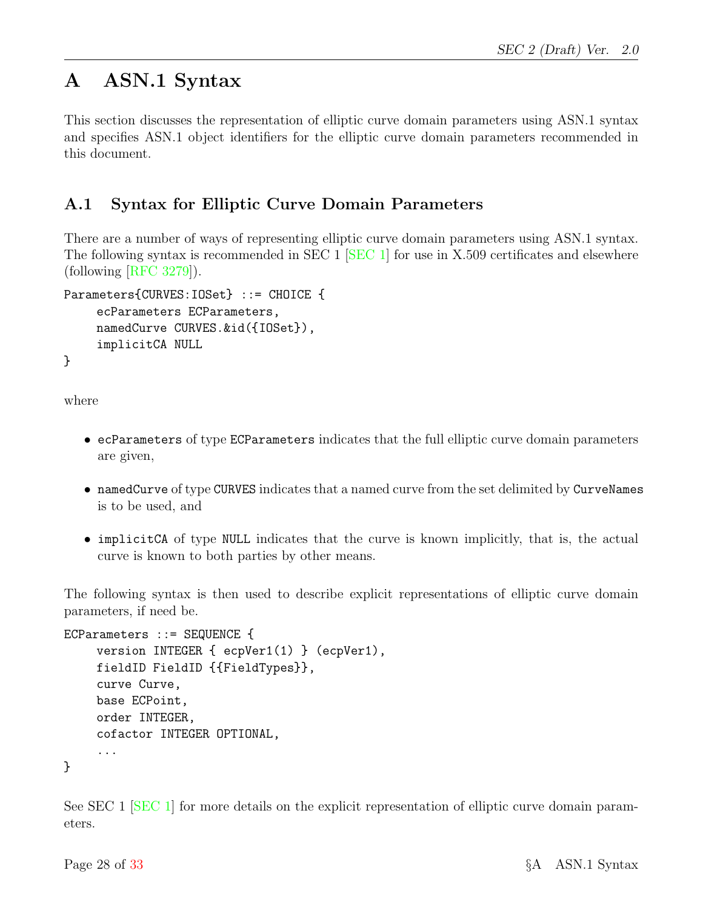# A ASN.1 Syntax

This section discusses the representation of elliptic curve domain parameters using ASN.1 syntax and specifies ASN.1 object identifiers for the elliptic curve domain parameters recommended in this document.

## A.1 Syntax for Elliptic Curve Domain Parameters

There are a number of ways of representing elliptic curve domain parameters using ASN.1 syntax. The following syntax is recommended in SEC 1 [SEC 1] for use in X.509 certificates and elsewhere (following [RFC 3279]).

```
Parameters{CURVES:IOSet} ::= CHOICE {
     ecParameters ECParameters,
     namedCurve CURVES.&id({IOSet}),
     implicitCA NULL
}
```

where

- `ecParameters` of type `ECParameters` indicates that the full elliptic curve domain parameters are given,
- `namedCurve` of type `CURVES` indicates that a named curve from the set delimited by `CurveNames` is to be used, and
- `implicitCA` of type `NULL` indicates that the curve is known implicitly, that is, the actual curve is known to both parties by other means.

The following syntax is then used to describe explicit representations of elliptic curve domain parameters, if need be.

```
ECParameters ::= SEQUENCE {
     version INTEGER { ecpVer1(1) } (ecpVer1),
     fieldID FieldID {{FieldTypes}},
     curve Curve,
     base ECPoint,
     order INTEGER,
     cofactor INTEGER OPTIONAL,
     ...
}
```

See SEC 1 [SEC 1] for more details on the explicit representation of elliptic curve domain parameters.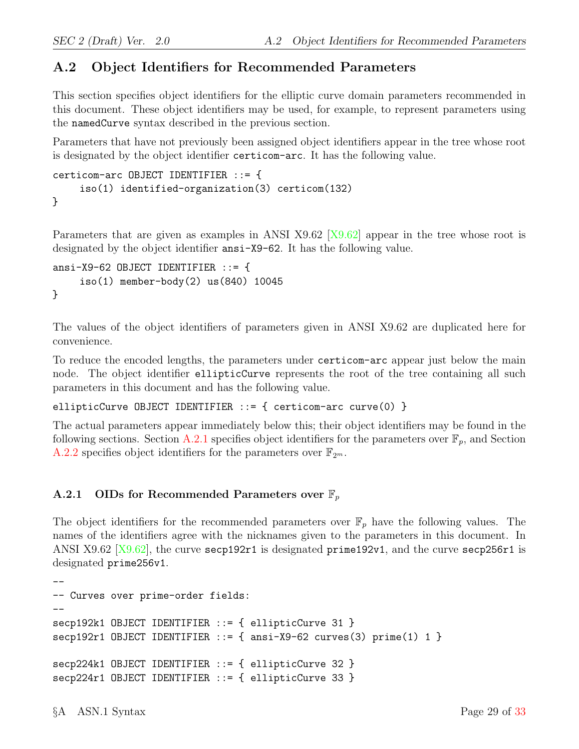## A.2 Object Identifiers for Recommended Parameters

This section specifies object identifiers for the elliptic curve domain parameters recommended in this document. These object identifiers may be used, for example, to represent parameters using the `namedCurve` syntax described in the previous section.

Parameters that have not previously been assigned object identifiers appear in the tree whose root is designated by the object identifier `certicom-arc`. It has the following value.

```
certicom-arc OBJECT IDENTIFIER ::= {
     iso(1) identified-organization(3) certicom(132)
}
```

Parameters that are given as examples in ANSI X9.62 [X9.62] appear in the tree whose root is designated by the object identifier `ansi-X9-62`. It has the following value.

```
ansi-X9-62 OBJECT IDENTIFIER ::= {
     iso(1) member-body(2) us(840) 10045
}
```

The values of the object identifiers of parameters given in ANSI X9.62 are duplicated here for convenience.

To reduce the encoded lengths, the parameters under `certicom-arc` appear just below the main node. The object identifier `ellipticCurve` represents the root of the tree containing all such parameters in this document and has the following value.

```
ellipticCurve OBJECT IDENTIFIER ::= { certicom-arc curve(0) }
```

The actual parameters appear immediately below this; their object identifiers may be found in the following sections. Section A.2.1 specifies object identifiers for the parameters over $\mathbb{F}_p$, and Section A.2.2 specifies object identifiers for the parameters over $\mathbb{F}_{2^m}$.

### A.2.1 OIDs for Recommended Parameters over $\mathbb{F}_p$

The object identifiers for the recommended parameters over $\mathbb{F}_p$ have the following values. The names of the identifiers agree with the nicknames given to the parameters in this document. In ANSI X9.62 [X9.62], the curve `secp192r1` is designated `prime192v1`, and the curve `secp256r1` is designated `prime256v1`.

```
--
-- Curves over prime-order fields:
--
secp192k1 OBJECT IDENTIFIER ::= { ellipticCurve 31 }
secp192r1 OBJECT IDENTIFIER ::= { ansi-X9-62 curves(3) prime(1) 1 }

secp224k1 OBJECT IDENTIFIER ::= { ellipticCurve 32 }
secp224r1 OBJECT IDENTIFIER ::= { ellipticCurve 33 }
```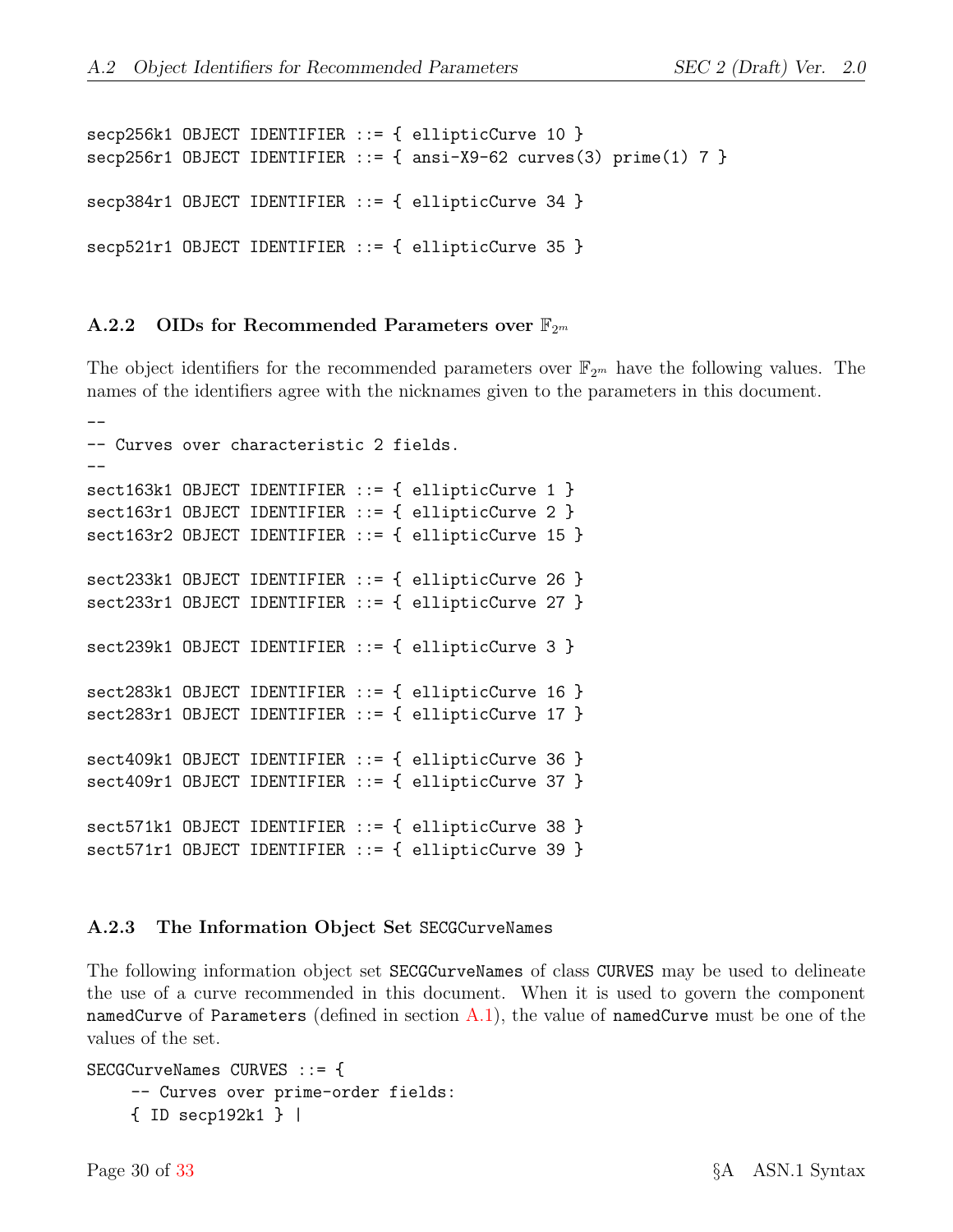```
secp256k1 OBJECT IDENTIFIER ::= { ellipticCurve 10 }
secp256r1 OBJECT IDENTIFIER ::= { ansi-X9-62 curves(3) prime(1) 7 }

secp384r1 OBJECT IDENTIFIER ::= { ellipticCurve 34 }

secp521r1 OBJECT IDENTIFIER ::= { ellipticCurve 35 }
```

### A.2.2 OIDs for Recommended Parameters over $\mathbb{F}_{2^m}$

The object identifiers for the recommended parameters over $\mathbb{F}_{2^m}$ have the following values. The names of the identifiers agree with the nicknames given to the parameters in this document.

```
--
-- Curves over characteristic 2 fields.
--
sect163k1 OBJECT IDENTIFIER ::= { ellipticCurve 1 }
sect163r1 OBJECT IDENTIFIER ::= { ellipticCurve 2 }
sect163r2 OBJECT IDENTIFIER ::= { ellipticCurve 15 }

sect233k1 OBJECT IDENTIFIER ::= { ellipticCurve 26 }
sect233r1 OBJECT IDENTIFIER ::= { ellipticCurve 27 }

sect239k1 OBJECT IDENTIFIER ::= { ellipticCurve 3 }

sect283k1 OBJECT IDENTIFIER ::= { ellipticCurve 16 }
sect283r1 OBJECT IDENTIFIER ::= { ellipticCurve 17 }

sect409k1 OBJECT IDENTIFIER ::= { ellipticCurve 36 }
sect409r1 OBJECT IDENTIFIER ::= { ellipticCurve 37 }

sect571k1 OBJECT IDENTIFIER ::= { ellipticCurve 38 }
sect571r1 OBJECT IDENTIFIER ::= { ellipticCurve 39 }
```

### A.2.3 The Information Object Set SECGCurveNames

The following information object set `SECGCurveNames` of class `CURVES` may be used to delineate the use of a curve recommended in this document. When it is used to govern the component `namedCurve` of `Parameters` (defined in section A.1), the value of `namedCurve` must be one of the values of the set.

```
SECGCurveNames CURVES ::= {
    -- Curves over prime-order fields:
    { ID secp192k1 } |
```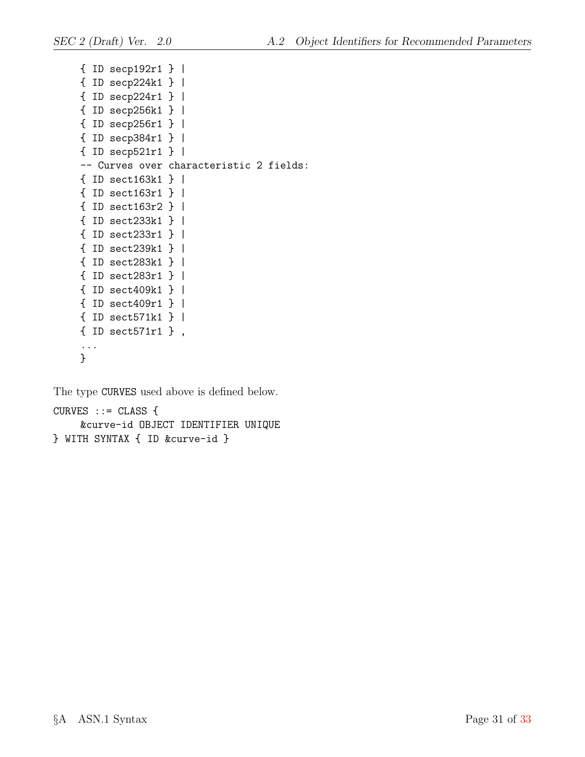```
    { ID secp192r1 } |
    { ID secp224k1 } |
    { ID secp224r1 } |
    { ID secp256k1 } |
    { ID secp256r1 } |
    { ID secp384r1 } |
    { ID secp521r1 } |
    -- Curves over characteristic 2 fields:
    { ID sect163k1 } |
    { ID sect163r1 } |
    { ID sect163r2 } |
    { ID sect233k1 } |
    { ID sect233r1 } |
    { ID sect239k1 } |
    { ID sect283k1 } |
    { ID sect283r1 } |
    { ID sect409k1 } |
    { ID sect409r1 } |
    { ID sect571k1 } |
    { ID sect571r1 } ,
    ...
    }
```

The type CURVES used above is defined below.

```
CURVES ::= CLASS {
    &curve-id OBJECT IDENTIFIER UNIQUE
} WITH SYNTAX { ID &curve-id }
```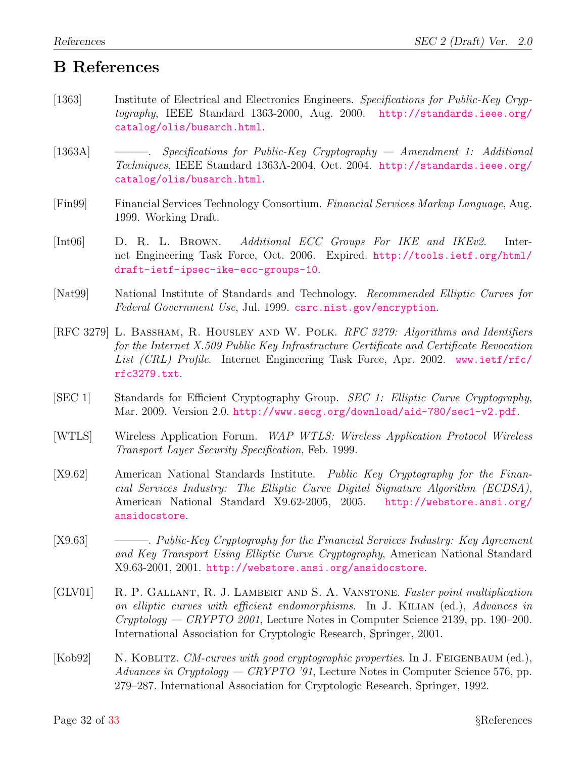# B References

[1363] Institute of Electrical and Electronics Engineers. *Specifications for Public-Key Cryptography*, IEEE Standard 1363-2000, Aug. 2000. http://standards.ieee.org/catalog/olis/busarch.html.

[1363A] ———. *Specifications for Public-Key Cryptography — Amendment 1: Additional Techniques*, IEEE Standard 1363A-2004, Oct. 2004. http://standards.ieee.org/catalog/olis/busarch.html.

[Fin99] Financial Services Technology Consortium. *Financial Services Markup Language*, Aug. 1999. Working Draft.

[Int06] D. R. L. Brown. *Additional ECC Groups For IKE and IKEv2*. Internet Engineering Task Force, Oct. 2006. Expired. http://tools.ietf.org/html/draft-ietf-ipsec-ike-ecc-groups-10.

[Nat99] National Institute of Standards and Technology. *Recommended Elliptic Curves for Federal Government Use*, Jul. 1999. csrc.nist.gov/encryption.

[RFC 3279] L. Bassham, R. Housley and W. Polk. *RFC 3279: Algorithms and Identifiers for the Internet X.509 Public Key Infrastructure Certificate and Certificate Revocation List (CRL) Profile*. Internet Engineering Task Force, Apr. 2002. www.ietf/rfc/rfc3279.txt.

[SEC 1] Standards for Efficient Cryptography Group. *SEC 1: Elliptic Curve Cryptography*, Mar. 2009. Version 2.0. http://www.secg.org/download/aid-780/sec1-v2.pdf.

[WTLS] Wireless Application Forum. *WAP WTLS: Wireless Application Protocol Wireless Transport Layer Security Specification*, Feb. 1999.

[X9.62] American National Standards Institute. *Public Key Cryptography for the Financial Services Industry: The Elliptic Curve Digital Signature Algorithm (ECDSA)*, American National Standard X9.62-2005, 2005. http://webstore.ansi.org/ansidocstore.

[X9.63] ———. *Public-Key Cryptography for the Financial Services Industry: Key Agreement and Key Transport Using Elliptic Curve Cryptography*, American National Standard X9.63-2001, 2001. http://webstore.ansi.org/ansidocstore.

[GLV01] R. P. Gallant, R. J. Lambert and S. A. Vanstone. *Faster point multiplication on elliptic curves with efficient endomorphisms*. In J. Kilian (ed.), *Advances in Cryptology — CRYPTO 2001*, Lecture Notes in Computer Science 2139, pp. 190–200. International Association for Cryptologic Research, Springer, 2001.

[Kob92] N. Koblitz. *CM-curves with good cryptographic properties*. In J. Feigenbaum (ed.), *Advances in Cryptology — CRYPTO '91*, Lecture Notes in Computer Science 576, pp. 279–287. International Association for Cryptologic Research, Springer, 1992.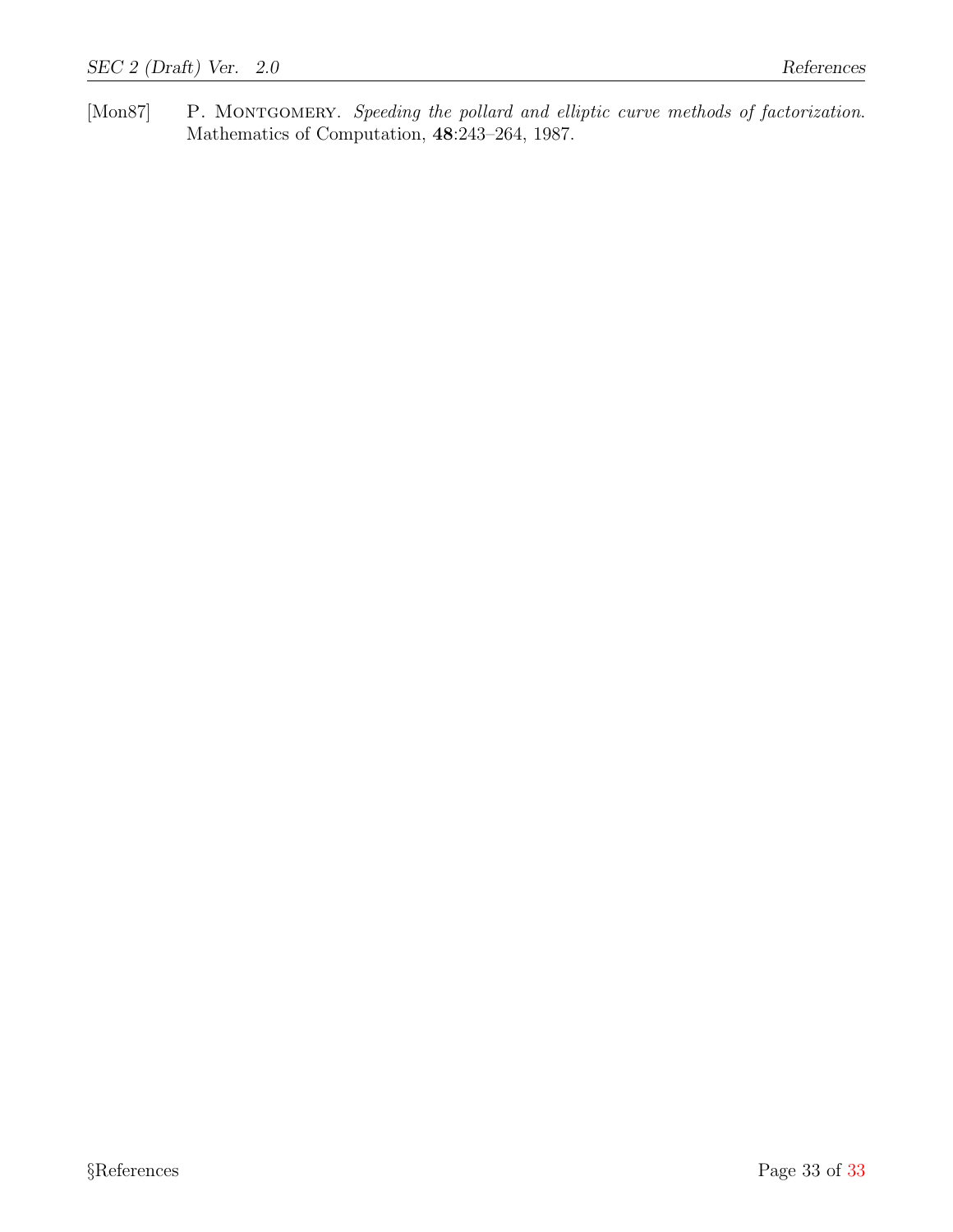[Mon87] P. Montgomery. *Speeding the pollard and elliptic curve methods of factorization.* Mathematics of Computation, **48**:243–264, 1987.